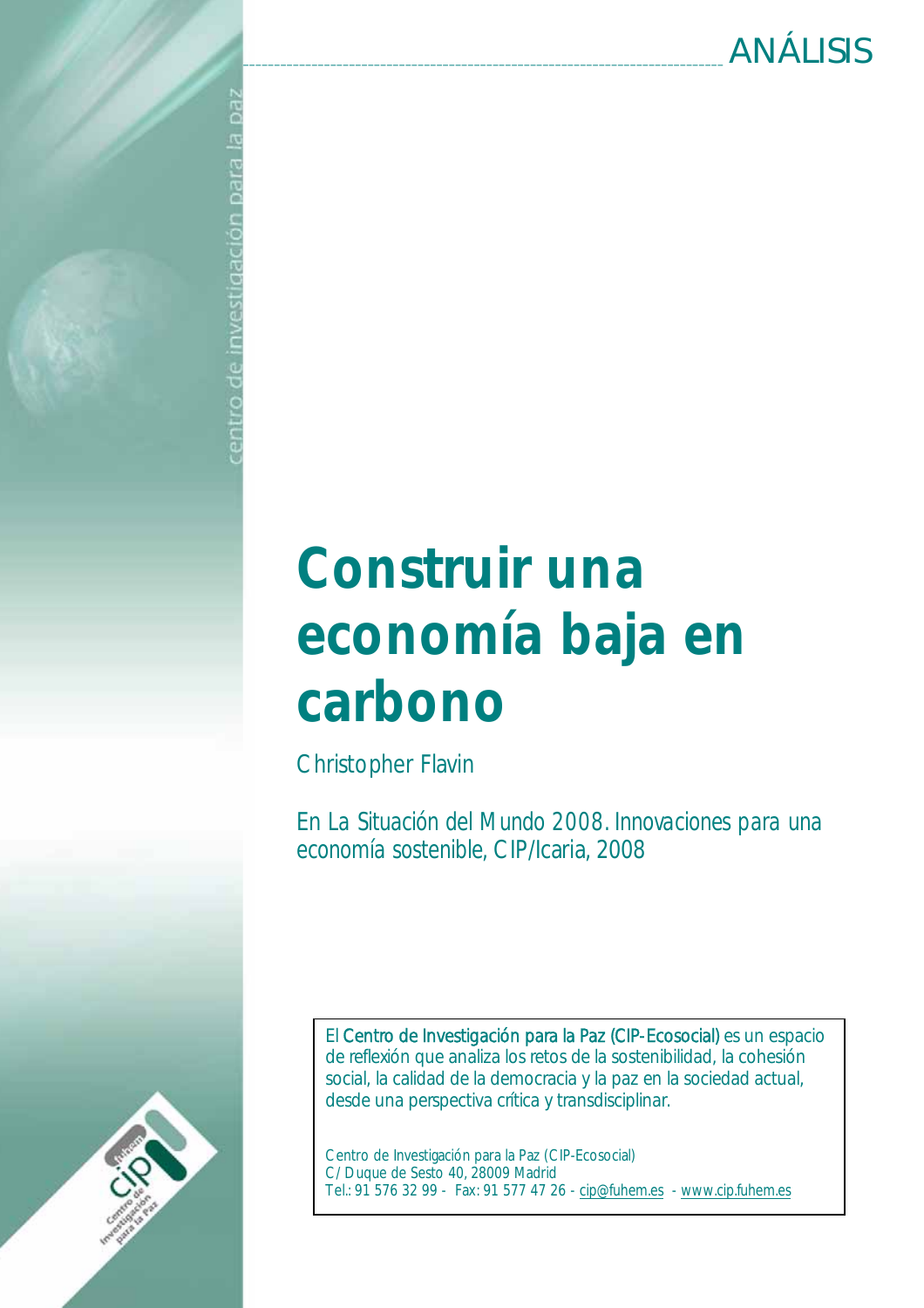ANÁLISIS

# Construir una economía baja en carbono

Christopher Flavin

En La Situación del Mundo 2008. Innovaciones para una economía sostenible, CIP/Icaria, 2008

El Centro de Investigación para la Paz (CIP-Ecosocial) es un espacio de reflexión que analiza los retos de la sostenibilidad, la cohesión social, la calidad de la democracia y la paz en la sociedad actual, desde una perspectiva crítica y transdisciplinar.

Centro de Investigación para la Paz (CIP-Ecosocial)
C/ Duque de Sesto 40, 28009 Madrid
Tel.: 91 576 32 99 - Fax: 91 577 47 26 - cip@fuhem.es - www.cip.fuhem.es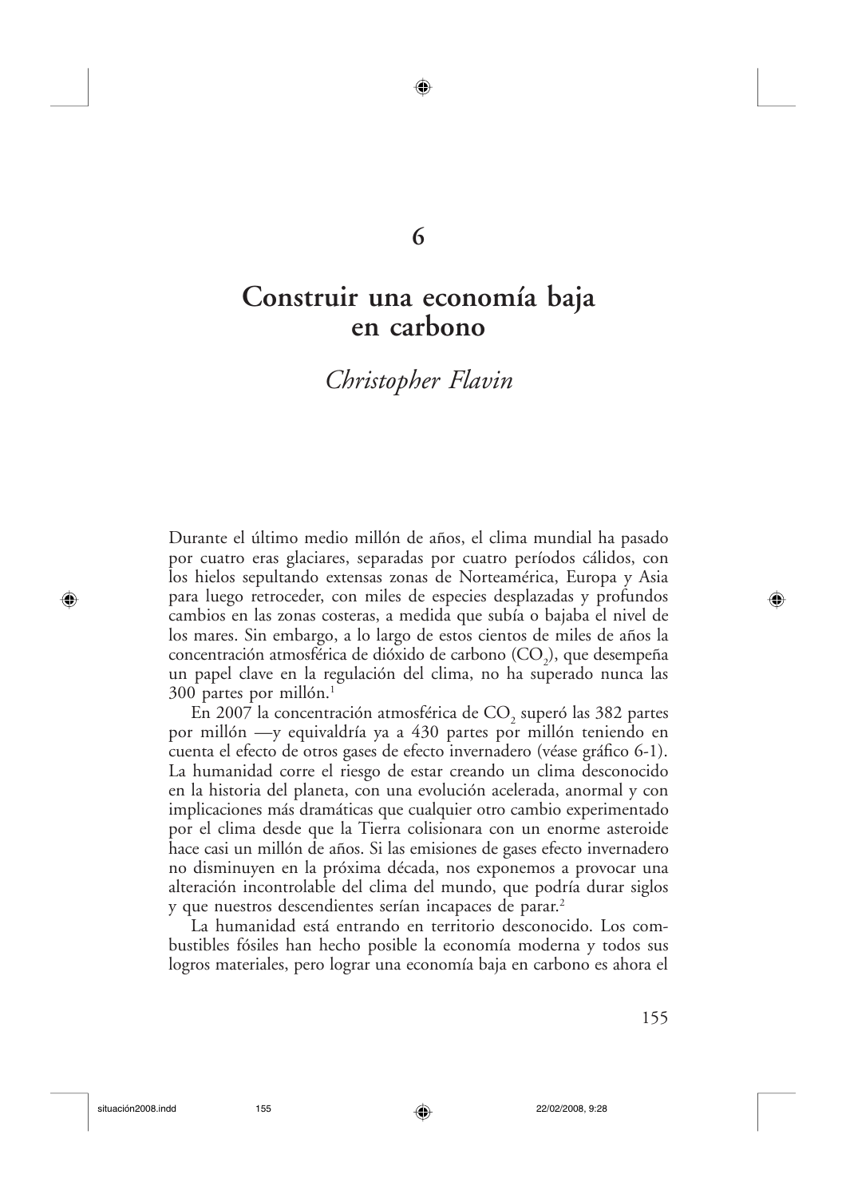# 6

# Construir una economía baja en carbono

*Christopher Flavin*

Durante el último medio millón de años, el clima mundial ha pasado por cuatro eras glaciares, separadas por cuatro períodos cálidos, con los hielos sepultando extensas zonas de Norteamérica, Europa y Asia para luego retroceder, con miles de especies desplazadas y profundos cambios en las zonas costeras, a medida que subía o bajaba el nivel de los mares. Sin embargo, a lo largo de estos cientos de miles de años la concentración atmosférica de dióxido de carbono ($CO_2$), que desempeña un papel clave en la regulación del clima, no ha superado nunca las 300 partes por millón.[1]

En 2007 la concentración atmosférica de $CO_2$ superó las 382 partes por millón —y equivaldría ya a 430 partes por millón teniendo en cuenta el efecto de otros gases de efecto invernadero (véase gráfico 6-1). La humanidad corre el riesgo de estar creando un clima desconocido en la historia del planeta, con una evolución acelerada, anormal y con implicaciones más dramáticas que cualquier otro cambio experimentado por el clima desde que la Tierra colisionara con un enorme asteroide hace casi un millón de años. Si las emisiones de gases efecto invernadero no disminuyen en la próxima década, nos exponemos a provocar una alteración incontrolable del clima del mundo, que podría durar siglos y que nuestros descendientes serían incapaces de parar.[2]

La humanidad está entrando en territorio desconocido. Los combustibles fósiles han hecho posible la economía moderna y todos sus logros materiales, pero lograr una economía baja en carbono es ahora el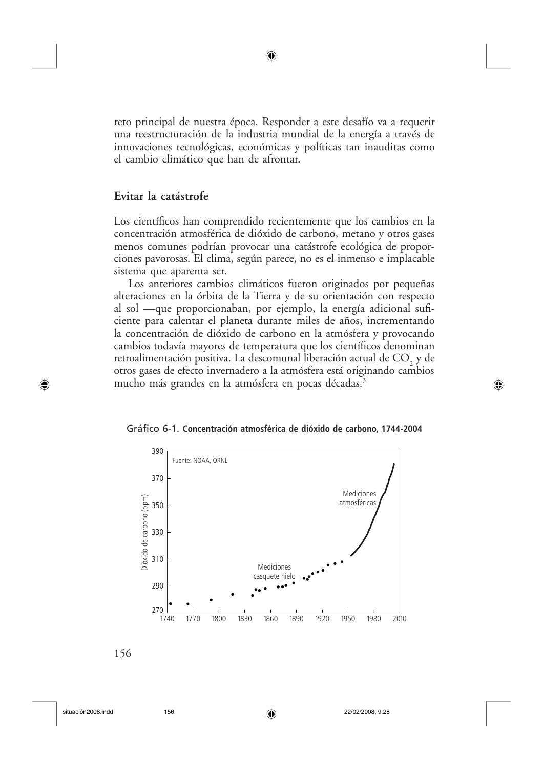reto principal de nuestra época. Responder a este desafío va a requerir una reestructuración de la industria mundial de la energía a través de innovaciones tecnológicas, económicas y políticas tan inauditas como el cambio climático que han de afrontar.

## Evitar la catástrofe

Los científicos han comprendido recientemente que los cambios en la concentración atmosférica de dióxido de carbono, metano y otros gases menos comunes podrían provocar una catástrofe ecológica de proporciones pavorosas. El clima, según parece, no es el inmenso e implacable sistema que aparenta ser.

Los anteriores cambios climáticos fueron originados por pequeñas alteraciones en la órbita de la Tierra y de su orientación con respecto al sol —que proporcionaban, por ejemplo, la energía adicional suficiente para calentar el planeta durante miles de años, incrementando la concentración de dióxido de carbono en la atmósfera y provocando cambios todavía mayores de temperatura que los científicos denominan retroalimentación positiva. La descomunal liberación actual de $CO_2$ y de otros gases de efecto invernadero a la atmósfera está originando cambios mucho más grandes en la atmósfera en pocas décadas.[3]

Gráfico 6-1. **Concentración atmosférica de dióxido de carbono, 1744-2004**

Fuente: NOAA, ORNL

Dióxido de carbono (ppm)

Mediciones atmosféricas

Mediciones casquete hielo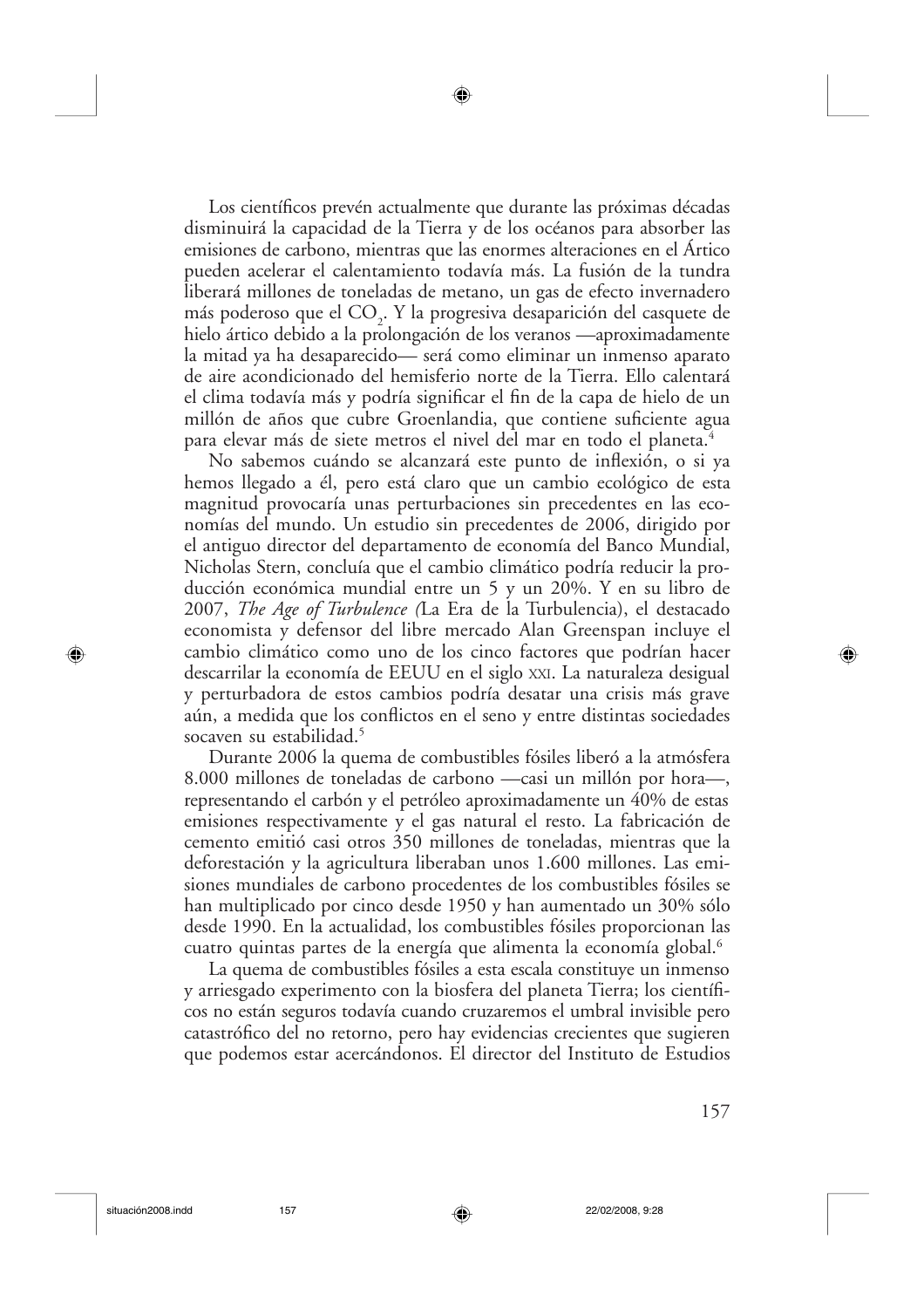Los científicos prevén actualmente que durante las próximas décadas disminuirá la capacidad de la Tierra y de los océanos para absorber las emisiones de carbono, mientras que las enormes alteraciones en el Ártico pueden acelerar el calentamiento todavía más. La fusión de la tundra liberará millones de toneladas de metano, un gas de efecto invernadero más poderoso que el $CO_2$. Y la progresiva desaparición del casquete de hielo ártico debido a la prolongación de los veranos —aproximadamente la mitad ya ha desaparecido— será como eliminar un inmenso aparato de aire acondicionado del hemisferio norte de la Tierra. Ello calentará el clima todavía más y podría significar el fin de la capa de hielo de un millón de años que cubre Groenlandia, que contiene suficiente agua para elevar más de siete metros el nivel del mar en todo el planeta.[4]

No sabemos cuándo se alcanzará este punto de inflexión, o si ya hemos llegado a él, pero está claro que un cambio ecológico de esta magnitud provocaría unas perturbaciones sin precedentes en las economías del mundo. Un estudio sin precedentes de 2006, dirigido por el antiguo director del departamento de economía del Banco Mundial, Nicholas Stern, concluía que el cambio climático podría reducir la producción económica mundial entre un 5 y un 20%. Y en su libro de 2007, *The Age of Turbulence (*La Era de la Turbulencia), el destacado economista y defensor del libre mercado Alan Greenspan incluye el cambio climático como uno de los cinco factores que podrían hacer descarrilar la economía de EEUU en el siglo XXI. La naturaleza desigual y perturbadora de estos cambios podría desatar una crisis más grave aún, a medida que los conflictos en el seno y entre distintas sociedades socaven su estabilidad.[5]

Durante 2006 la quema de combustibles fósiles liberó a la atmósfera 8.000 millones de toneladas de carbono —casi un millón por hora—, representando el carbón y el petróleo aproximadamente un 40% de estas emisiones respectivamente y el gas natural el resto. La fabricación de cemento emitió casi otros 350 millones de toneladas, mientras que la deforestación y la agricultura liberaban unos 1.600 millones. Las emisiones mundiales de carbono procedentes de los combustibles fósiles se han multiplicado por cinco desde 1950 y han aumentado un 30% sólo desde 1990. En la actualidad, los combustibles fósiles proporcionan las cuatro quintas partes de la energía que alimenta la economía global.[6]

La quema de combustibles fósiles a esta escala constituye un inmenso y arriesgado experimento con la biosfera del planeta Tierra; los científicos no están seguros todavía cuando cruzaremos el umbral invisible pero catastrófico del no retorno, pero hay evidencias crecientes que sugieren que podemos estar acercándonos. El director del Instituto de Estudios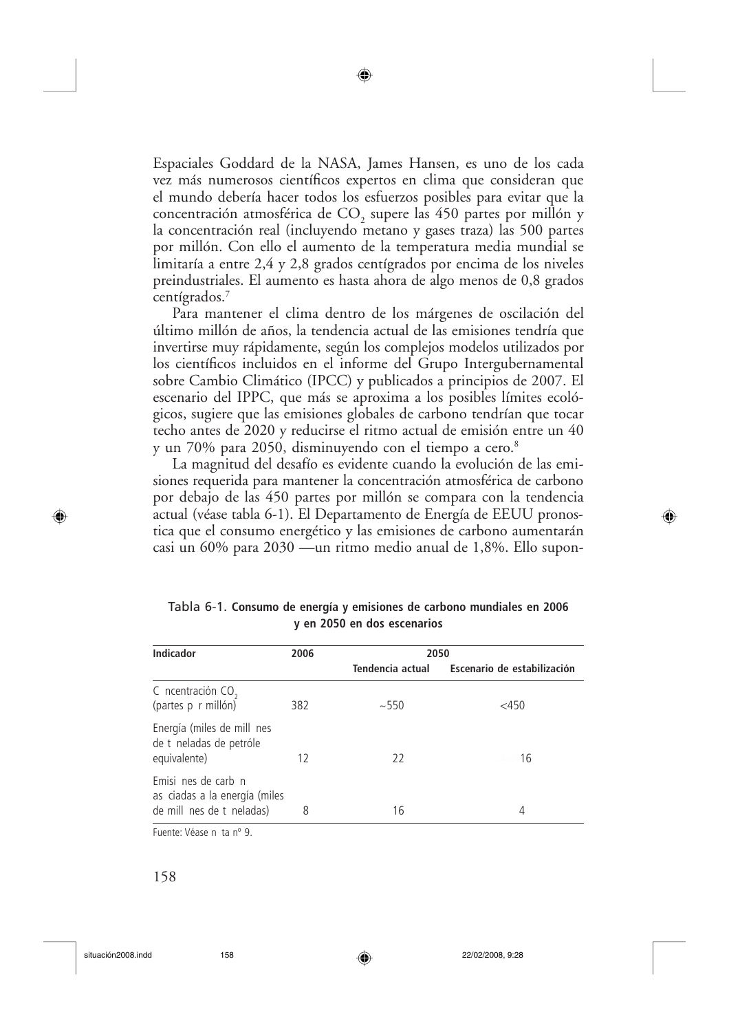Espaciales Goddard de la NASA, James Hansen, es uno de los cada vez más numerosos científicos expertos en clima que consideran que el mundo debería hacer todos los esfuerzos posibles para evitar que la concentración atmosférica de $CO_2$ supere las 450 partes por millón y la concentración real (incluyendo metano y gases traza) las 500 partes por millón. Con ello el aumento de la temperatura media mundial se limitaría a entre 2,4 y 2,8 grados centígrados por encima de los niveles preindustriales. El aumento es hasta ahora de algo menos de 0,8 grados centígrados.[7]

Para mantener el clima dentro de los márgenes de oscilación del último millón de años, la tendencia actual de las emisiones tendría que invertirse muy rápidamente, según los complejos modelos utilizados por los científicos incluidos en el informe del Grupo Intergubernamental sobre Cambio Climático (IPCC) y publicados a principios de 2007. El escenario del IPPC, que más se aproxima a los posibles límites ecológicos, sugiere que las emisiones globales de carbono tendrían que tocar techo antes de 2020 y reducirse el ritmo actual de emisión entre un 40 y un 70% para 2050, disminuyendo con el tiempo a cero.[8]

La magnitud del desafío es evidente cuando la evolución de las emisiones requerida para mantener la concentración atmosférica de carbono por debajo de las 450 partes por millón se compara con la tendencia actual (véase tabla 6-1). El Departamento de Energía de EEUU pronostica que el consumo energético y las emisiones de carbono aumentarán casi un 60% para 2030 —un ritmo medio anual de 1,8%. Ello supon-

**Tabla 6-1. Consumo de energía y emisiones de carbono mundiales en 2006 y en 2050 en dos escenarios**

| Indicador | 2006 | 2050 | |
|---|---|---|---|
| | | Tendencia actual | Escenario de estabilización |
| Concentración $CO_2$ (partes por millón) | 382 | ~550 | <450 |
| Energía (miles de millones de toneladas de petróleo equivalente) | 12 | 22 | 16 |
| Emisiones de carbono asociadas a la energía (miles de millones de toneladas) | 8 | 16 | 4 |

Fuente: Véase nota nº 9.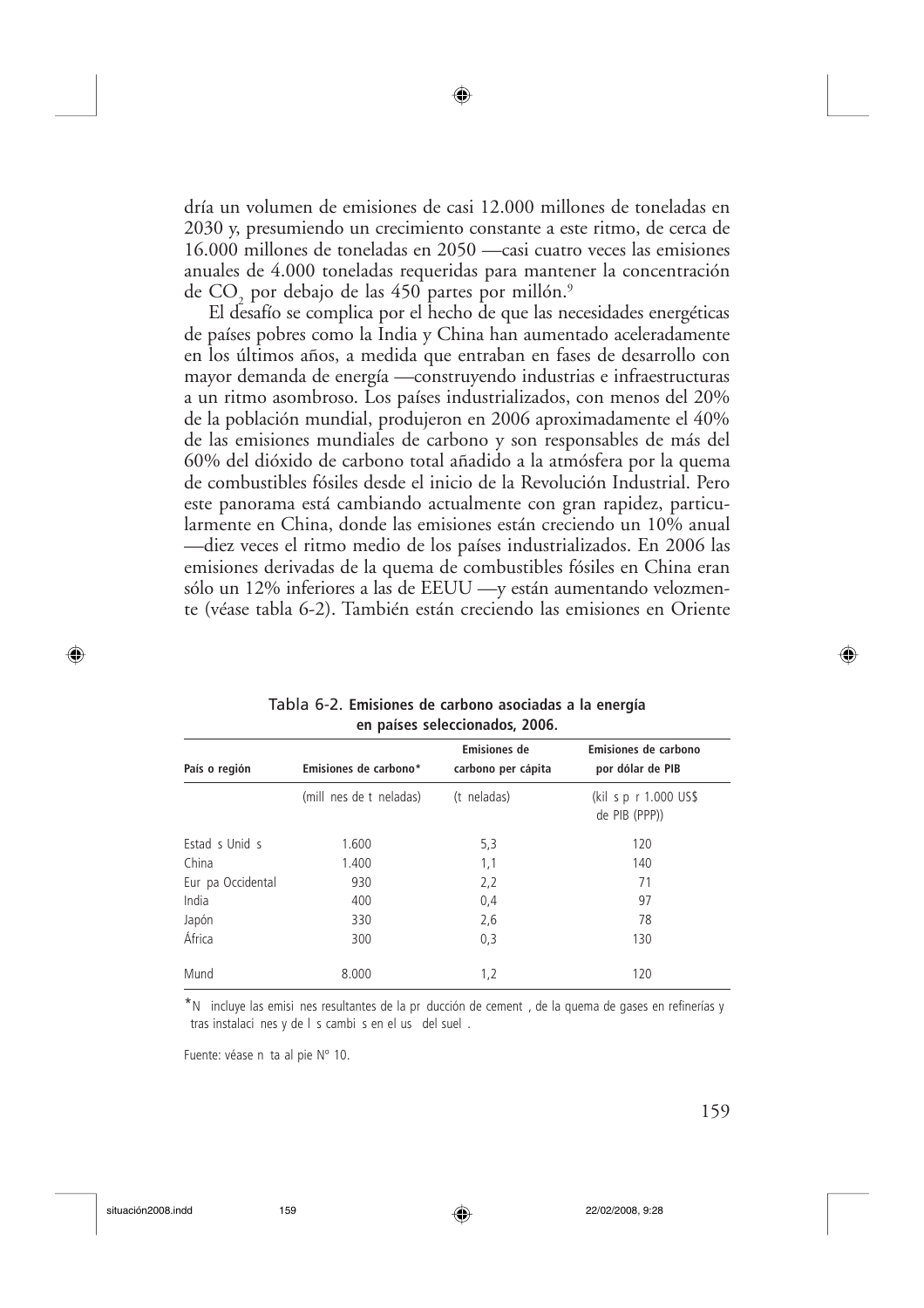dría un volumen de emisiones de casi 12.000 millones de toneladas en 2030 y, presumiendo un crecimiento constante a este ritmo, de cerca de 16.000 millones de toneladas en 2050 —casi cuatro veces las emisiones anuales de 4.000 toneladas requeridas para mantener la concentración de $CO_2$ por debajo de las 450 partes por millón.[9]

El desafío se complica por el hecho de que las necesidades energéticas de países pobres como la India y China han aumentado aceleradamente en los últimos años, a medida que entraban en fases de desarrollo con mayor demanda de energía —construyendo industrias e infraestructuras a un ritmo asombroso. Los países industrializados, con menos del 20% de la población mundial, produjeron en 2006 aproximadamente el 40% de las emisiones mundiales de carbono y son responsables de más del 60% del dióxido de carbono total añadido a la atmósfera por la quema de combustibles fósiles desde el inicio de la Revolución Industrial. Pero este panorama está cambiando actualmente con gran rapidez, particularmente en China, donde las emisiones están creciendo un 10% anual —diez veces el ritmo medio de los países industrializados. En 2006 las emisiones derivadas de la quema de combustibles fósiles en China eran sólo un 12% inferiores a las de EEUU —y están aumentando velozmente (véase tabla 6-2). También están creciendo las emisiones en Oriente

**Tabla 6-2. Emisiones de carbono asociadas a la energía en países seleccionados, 2006.**

| País o región | Emisiones de carbono* | Emisiones de carbono per cápita | Emisiones de carbono por dólar de PIB |
|---|---|---|---|
| | (millones de toneladas) | (toneladas) | (kilos por 1.000 US$ de PIB (PPP)) |
| Estados Unidos | 1.600 | 5,3 | 120 |
| China | 1.400 | 1,1 | 140 |
| Europa Occidental | 930 | 2,2 | 71 |
| India | 400 | 0,4 | 97 |
| Japón | 330 | 2,6 | 78 |
| África | 300 | 0,3 | 130 |
| Mundo | 8.000 | 1,2 | 120 |

*No incluye las emisiones resultantes de la producción de cemento, de la quema de gases en refinerías y otras instalaciones y de los cambios en el uso del suelo.

Fuente: véase nota al pie Nº 10.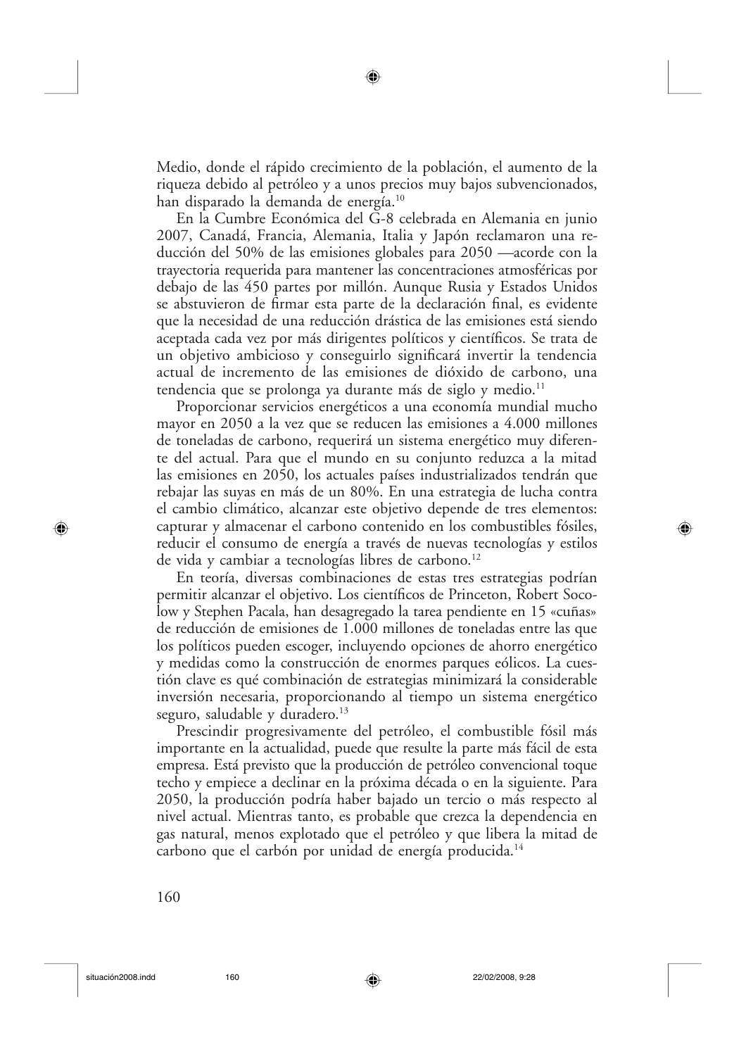Medio, donde el rápido crecimiento de la población, el aumento de la riqueza debido al petróleo y a unos precios muy bajos subvencionados, han disparado la demanda de energía.[10]

En la Cumbre Económica del G-8 celebrada en Alemania en junio 2007, Canadá, Francia, Alemania, Italia y Japón reclamaron una reducción del 50% de las emisiones globales para 2050 —acorde con la trayectoria requerida para mantener las concentraciones atmosféricas por debajo de las 450 partes por millón. Aunque Rusia y Estados Unidos se abstuvieron de firmar esta parte de la declaración final, es evidente que la necesidad de una reducción drástica de las emisiones está siendo aceptada cada vez por más dirigentes políticos y científicos. Se trata de un objetivo ambicioso y conseguirlo significará invertir la tendencia actual de incremento de las emisiones de dióxido de carbono, una tendencia que se prolonga ya durante más de siglo y medio.[11]

Proporcionar servicios energéticos a una economía mundial mucho mayor en 2050 a la vez que se reducen las emisiones a 4.000 millones de toneladas de carbono, requerirá un sistema energético muy diferente del actual. Para que el mundo en su conjunto reduzca a la mitad las emisiones en 2050, los actuales países industrializados tendrán que rebajar las suyas en más de un 80%. En una estrategia de lucha contra el cambio climático, alcanzar este objetivo depende de tres elementos: capturar y almacenar el carbono contenido en los combustibles fósiles, reducir el consumo de energía a través de nuevas tecnologías y estilos de vida y cambiar a tecnologías libres de carbono.[12]

En teoría, diversas combinaciones de estas tres estrategias podrían permitir alcanzar el objetivo. Los científicos de Princeton, Robert Socolow y Stephen Pacala, han desagregado la tarea pendiente en 15 «cuñas» de reducción de emisiones de 1.000 millones de toneladas entre las que los políticos pueden escoger, incluyendo opciones de ahorro energético y medidas como la construcción de enormes parques eólicos. La cuestión clave es qué combinación de estrategias minimizará la considerable inversión necesaria, proporcionando al tiempo un sistema energético seguro, saludable y duradero.[13]

Prescindir progresivamente del petróleo, el combustible fósil más importante en la actualidad, puede que resulte la parte más fácil de esta empresa. Está previsto que la producción de petróleo convencional toque techo y empiece a declinar en la próxima década o en la siguiente. Para 2050, la producción podría haber bajado un tercio o más respecto al nivel actual. Mientras tanto, es probable que crezca la dependencia en gas natural, menos explotado que el petróleo y que libera la mitad de carbono que el carbón por unidad de energía producida.[14]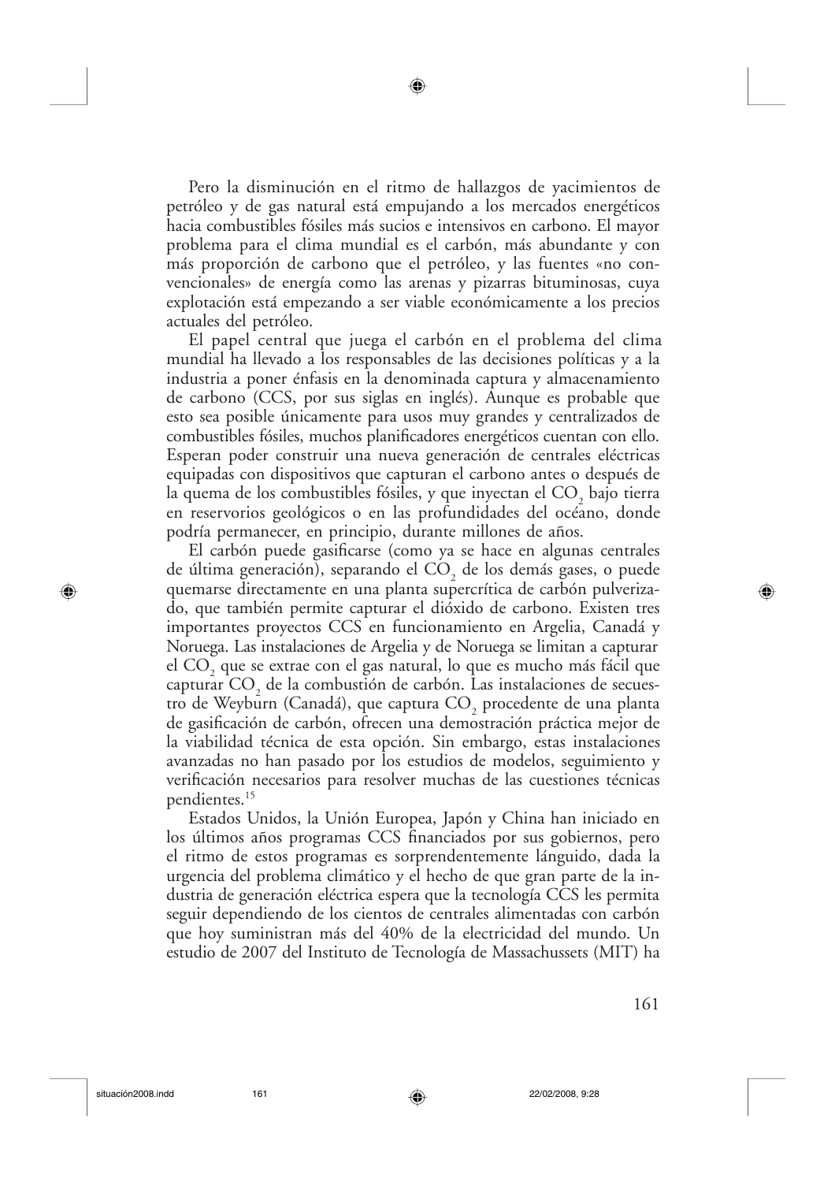Pero la disminución en el ritmo de hallazgos de yacimientos de petróleo y de gas natural está empujando a los mercados energéticos hacia combustibles fósiles más sucios e intensivos en carbono. El mayor problema para el clima mundial es el carbón, más abundante y con más proporción de carbono que el petróleo, y las fuentes «no convencionales» de energía como las arenas y pizarras bituminosas, cuya explotación está empezando a ser viable económicamente a los precios actuales del petróleo.

El papel central que juega el carbón en el problema del clima mundial ha llevado a los responsables de las decisiones políticas y a la industria a poner énfasis en la denominada captura y almacenamiento de carbono (CCS, por sus siglas en inglés). Aunque es probable que esto sea posible únicamente para usos muy grandes y centralizados de combustibles fósiles, muchos planificadores energéticos cuentan con ello. Esperan poder construir una nueva generación de centrales eléctricas equipadas con dispositivos que capturan el carbono antes o después de la quema de los combustibles fósiles, y que inyectan el $CO_2$ bajo tierra en reservorios geológicos o en las profundidades del océano, donde podría permanecer, en principio, durante millones de años.

El carbón puede gasificarse (como ya se hace en algunas centrales de última generación), separando el $CO_2$ de los demás gases, o puede quemarse directamente en una planta supercrítica de carbón pulverizado, que también permite capturar el dióxido de carbono. Existen tres importantes proyectos CCS en funcionamiento en Argelia, Canadá y Noruega. Las instalaciones de Argelia y de Noruega se limitan a capturar el $CO_2$ que se extrae con el gas natural, lo que es mucho más fácil que capturar $CO_2$ de la combustión de carbón. Las instalaciones de secuestro de Weyburn (Canadá), que captura $CO_2$ procedente de una planta de gasificación de carbón, ofrecen una demostración práctica mejor de la viabilidad técnica de esta opción. Sin embargo, estas instalaciones avanzadas no han pasado por los estudios de modelos, seguimiento y verificación necesarios para resolver muchas de las cuestiones técnicas pendientes.[15]

Estados Unidos, la Unión Europea, Japón y China han iniciado en los últimos años programas CCS financiados por sus gobiernos, pero el ritmo de estos programas es sorprendentemente lánguido, dada la urgencia del problema climático y el hecho de que gran parte de la industria de generación eléctrica espera que la tecnología CCS les permita seguir dependiendo de los cientos de centrales alimentadas con carbón que hoy suministran más del 40% de la electricidad del mundo. Un estudio de 2007 del Instituto de Tecnología de Massachussets (MIT) ha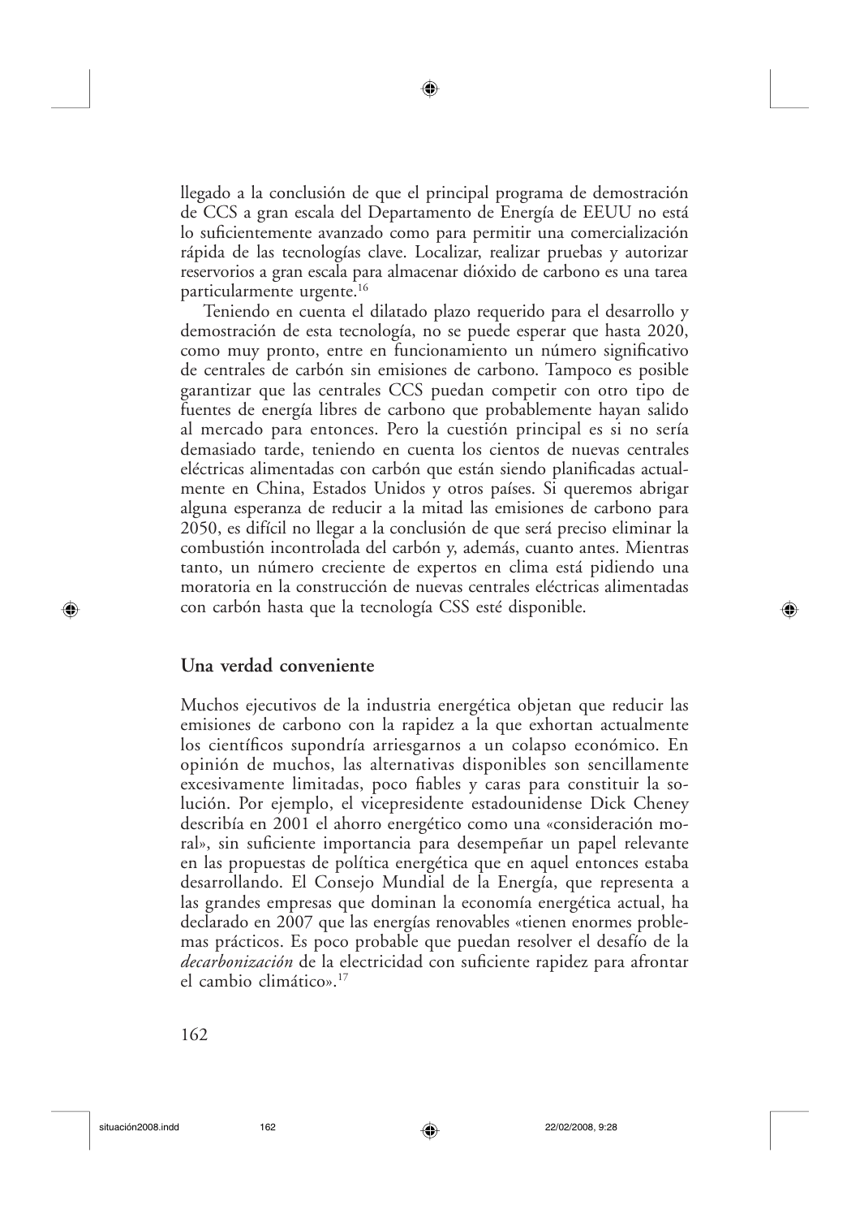llegado a la conclusión de que el principal programa de demostración de CCS a gran escala del Departamento de Energía de EEUU no está lo suficientemente avanzado como para permitir una comercialización rápida de las tecnologías clave. Localizar, realizar pruebas y autorizar reservorios a gran escala para almacenar dióxido de carbono es una tarea particularmente urgente.[16]

Teniendo en cuenta el dilatado plazo requerido para el desarrollo y demostración de esta tecnología, no se puede esperar que hasta 2020, como muy pronto, entre en funcionamiento un número significativo de centrales de carbón sin emisiones de carbono. Tampoco es posible garantizar que las centrales CCS puedan competir con otro tipo de fuentes de energía libres de carbono que probablemente hayan salido al mercado para entonces. Pero la cuestión principal es si no sería demasiado tarde, teniendo en cuenta los cientos de nuevas centrales eléctricas alimentadas con carbón que están siendo planificadas actualmente en China, Estados Unidos y otros países. Si queremos abrigar alguna esperanza de reducir a la mitad las emisiones de carbono para 2050, es difícil no llegar a la conclusión de que será preciso eliminar la combustión incontrolada del carbón y, además, cuanto antes. Mientras tanto, un número creciente de expertos en clima está pidiendo una moratoria en la construcción de nuevas centrales eléctricas alimentadas con carbón hasta que la tecnología CSS esté disponible.

## Una verdad conveniente

Muchos ejecutivos de la industria energética objetan que reducir las emisiones de carbono con la rapidez a la que exhortan actualmente los científicos supondría arriesgarnos a un colapso económico. En opinión de muchos, las alternativas disponibles son sencillamente excesivamente limitadas, poco fiables y caras para constituir la solución. Por ejemplo, el vicepresidente estadounidense Dick Cheney describía en 2001 el ahorro energético como una «consideración moral», sin suficiente importancia para desempeñar un papel relevante en las propuestas de política energética que en aquel entonces estaba desarrollando. El Consejo Mundial de la Energía, que representa a las grandes empresas que dominan la economía energética actual, ha declarado en 2007 que las energías renovables «tienen enormes problemas prácticos. Es poco probable que puedan resolver el desafío de la *decarbonización* de la electricidad con suficiente rapidez para afrontar el cambio climático».[17]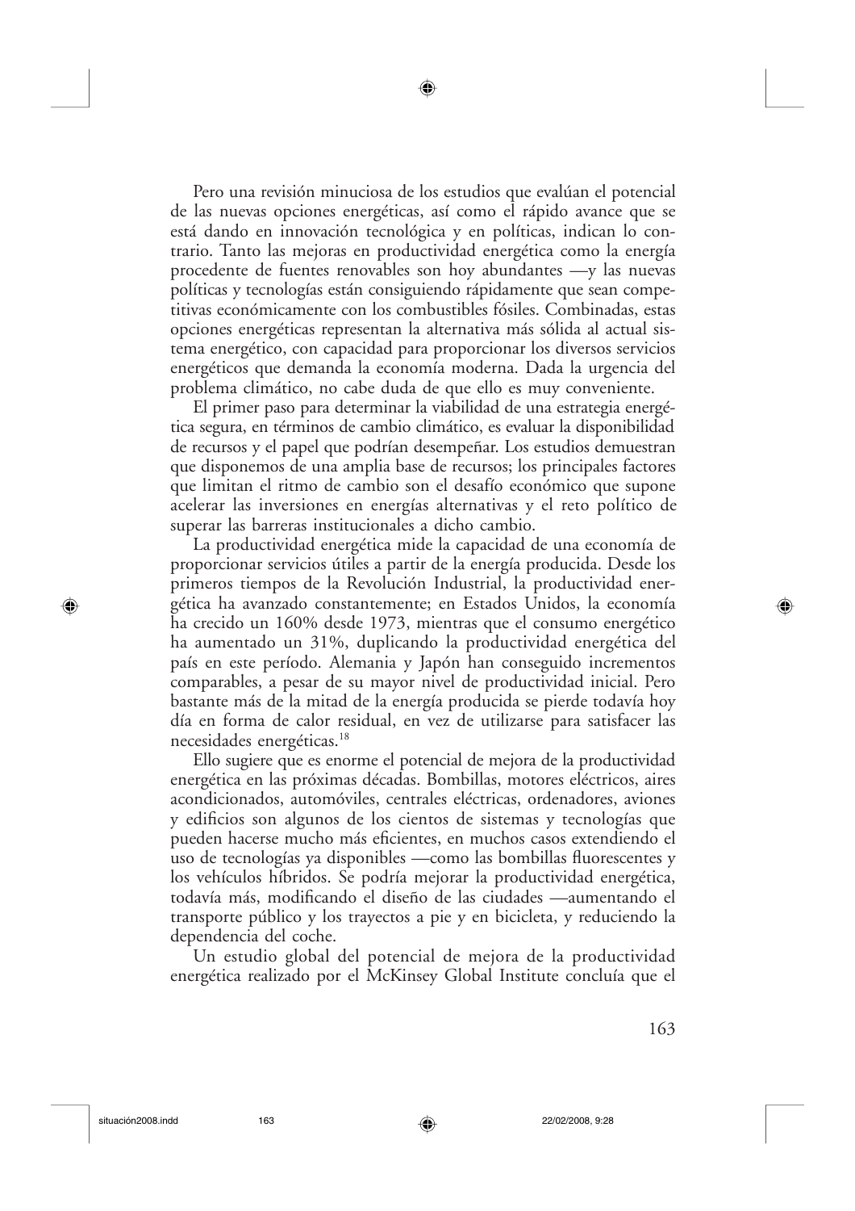Pero una revisión minuciosa de los estudios que evalúan el potencial de las nuevas opciones energéticas, así como el rápido avance que se está dando en innovación tecnológica y en políticas, indican lo contrario. Tanto las mejoras en productividad energética como la energía procedente de fuentes renovables son hoy abundantes —y las nuevas políticas y tecnologías están consiguiendo rápidamente que sean competitivas económicamente con los combustibles fósiles. Combinadas, estas opciones energéticas representan la alternativa más sólida al actual sistema energético, con capacidad para proporcionar los diversos servicios energéticos que demanda la economía moderna. Dada la urgencia del problema climático, no cabe duda de que ello es muy conveniente.

El primer paso para determinar la viabilidad de una estrategia energética segura, en términos de cambio climático, es evaluar la disponibilidad de recursos y el papel que podrían desempeñar. Los estudios demuestran que disponemos de una amplia base de recursos; los principales factores que limitan el ritmo de cambio son el desafío económico que supone acelerar las inversiones en energías alternativas y el reto político de superar las barreras institucionales a dicho cambio.

La productividad energética mide la capacidad de una economía de proporcionar servicios útiles a partir de la energía producida. Desde los primeros tiempos de la Revolución Industrial, la productividad energética ha avanzado constantemente; en Estados Unidos, la economía ha crecido un 160% desde 1973, mientras que el consumo energético ha aumentado un 31%, duplicando la productividad energética del país en este período. Alemania y Japón han conseguido incrementos comparables, a pesar de su mayor nivel de productividad inicial. Pero bastante más de la mitad de la energía producida se pierde todavía hoy día en forma de calor residual, en vez de utilizarse para satisfacer las necesidades energéticas.[18]

Ello sugiere que es enorme el potencial de mejora de la productividad energética en las próximas décadas. Bombillas, motores eléctricos, aires acondicionados, automóviles, centrales eléctricas, ordenadores, aviones y edificios son algunos de los cientos de sistemas y tecnologías que pueden hacerse mucho más eficientes, en muchos casos extendiendo el uso de tecnologías ya disponibles —como las bombillas fluorescentes y los vehículos híbridos. Se podría mejorar la productividad energética, todavía más, modificando el diseño de las ciudades —aumentando el transporte público y los trayectos a pie y en bicicleta, y reduciendo la dependencia del coche.

Un estudio global del potencial de mejora de la productividad energética realizado por el McKinsey Global Institute concluía que el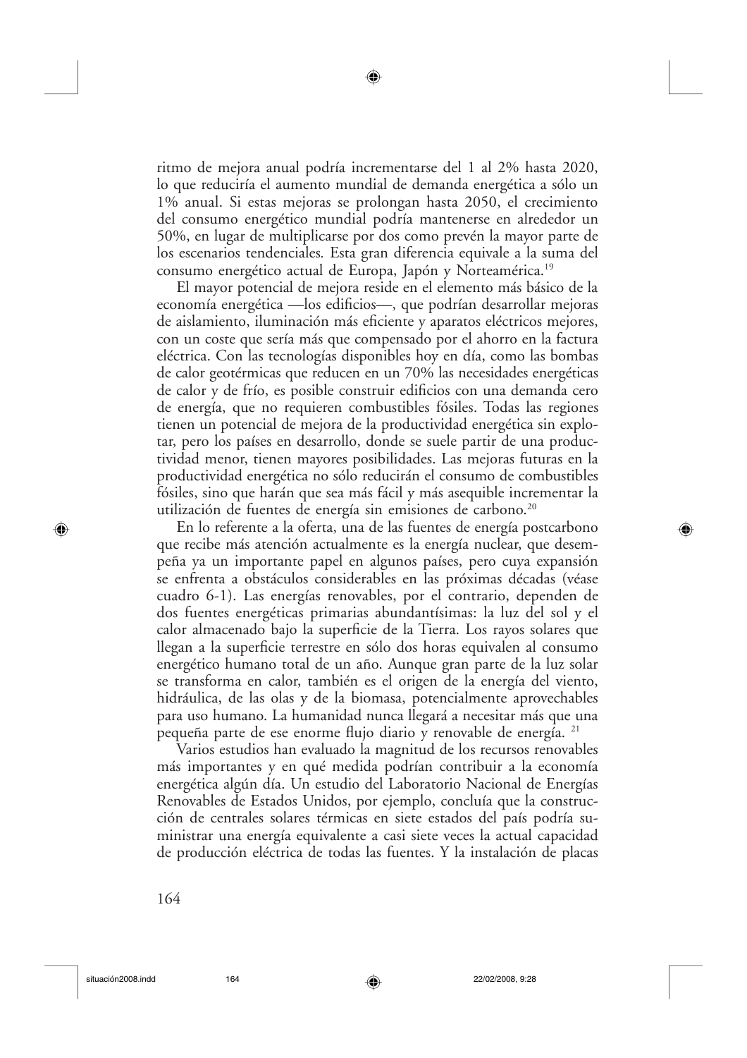ritmo de mejora anual podría incrementarse del 1 al 2% hasta 2020, lo que reduciría el aumento mundial de demanda energética a sólo un 1% anual. Si estas mejoras se prolongan hasta 2050, el crecimiento del consumo energético mundial podría mantenerse en alrededor un 50%, en lugar de multiplicarse por dos como prevén la mayor parte de los escenarios tendenciales. Esta gran diferencia equivale a la suma del consumo energético actual de Europa, Japón y Norteamérica.[19]

El mayor potencial de mejora reside en el elemento más básico de la economía energética —los edificios—, que podrían desarrollar mejoras de aislamiento, iluminación más eficiente y aparatos eléctricos mejores, con un coste que sería más que compensado por el ahorro en la factura eléctrica. Con las tecnologías disponibles hoy en día, como las bombas de calor geotérmicas que reducen en un 70% las necesidades energéticas de calor y de frío, es posible construir edificios con una demanda cero de energía, que no requieren combustibles fósiles. Todas las regiones tienen un potencial de mejora de la productividad energética sin explotar, pero los países en desarrollo, donde se suele partir de una productividad menor, tienen mayores posibilidades. Las mejoras futuras en la productividad energética no sólo reducirán el consumo de combustibles fósiles, sino que harán que sea más fácil y más asequible incrementar la utilización de fuentes de energía sin emisiones de carbono.[20]

En lo referente a la oferta, una de las fuentes de energía postcarbono que recibe más atención actualmente es la energía nuclear, que desempeña ya un importante papel en algunos países, pero cuya expansión se enfrenta a obstáculos considerables en las próximas décadas (véase cuadro 6-1). Las energías renovables, por el contrario, dependen de dos fuentes energéticas primarias abundantísimas: la luz del sol y el calor almacenado bajo la superficie de la Tierra. Los rayos solares que llegan a la superficie terrestre en sólo dos horas equivalen al consumo energético humano total de un año. Aunque gran parte de la luz solar se transforma en calor, también es el origen de la energía del viento, hidráulica, de las olas y de la biomasa, potencialmente aprovechables para uso humano. La humanidad nunca llegará a necesitar más que una pequeña parte de ese enorme flujo diario y renovable de energía.[21]

Varios estudios han evaluado la magnitud de los recursos renovables más importantes y en qué medida podrían contribuir a la economía energética algún día. Un estudio del Laboratorio Nacional de Energías Renovables de Estados Unidos, por ejemplo, concluía que la construcción de centrales solares térmicas en siete estados del país podría suministrar una energía equivalente a casi siete veces la actual capacidad de producción eléctrica de todas las fuentes. Y la instalación de placas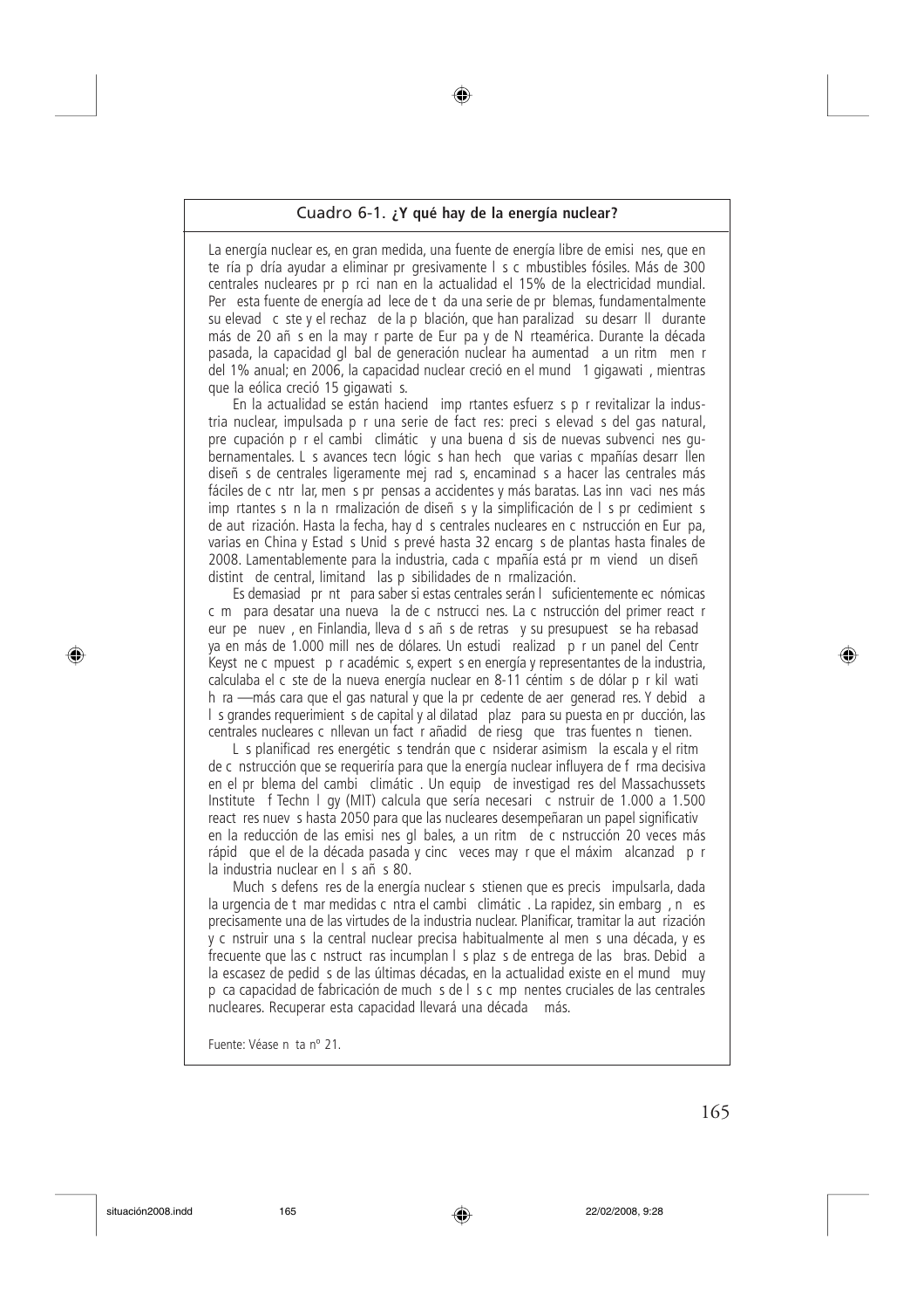## Cuadro 6-1. **¿Y qué hay de la energía nuclear?**

La energía nuclear es, en gran medida, una fuente de energía libre de emisiones, que en teoría podría ayudar a eliminar progresivamente los combustibles fósiles. Más de 300 centrales nucleares proporcionan en la actualidad el 15% de la electricidad mundial. Pero esta fuente de energía adolece de toda una serie de problemas, fundamentalmente su elevado coste y el rechazo de la población, que han paralizado su desarrollo durante más de 20 años en la mayor parte de Europa y de Norteamérica. Durante la década pasada, la capacidad global de generación nuclear ha aumentado a un ritmo menor del 1% anual; en 2006, la capacidad nuclear creció en el mundo 1 gigawatio, mientras que la eólica creció 15 gigawatios.

En la actualidad se están haciendo importantes esfuerzos por revitalizar la industria nuclear, impulsada por una serie de factores: precios elevados del gas natural, preocupación por el cambio climático y una buena dosis de nuevas subvenciones gubernamentales. Los avances tecnológicos han hecho que varias compañías desarrollen diseños de centrales ligeramente mejorados, encaminados a hacer las centrales más fáciles de controlar, menos propensas a accidentes y más baratas. Las innovaciones más importantes son la normalización de diseños y la simplificación de los procedimientos de autorización. Hasta la fecha, hay dos centrales nucleares en construcción en Europa, varias en China y Estados Unidos prevé hasta 32 encargos de plantas hasta finales de 2008. Lamentablemente para la industria, cada compañía está promoviendo un diseño distinto de central, limitando las posibilidades de normalización.

Es demasiado pronto para saber si estas centrales serán lo suficientemente económicas como para desatar una nueva ola de construcciones. La construcción del primer reactor europeo nuevo, en Finlandia, lleva dos años de retraso y su presupuesto se ha rebasado ya en más de 1.000 millones de dólares. Un estudio realizado por un panel del Centro Keystone compuesto por académicos, expertos en energía y representantes de la industria, calculaba el coste de la nueva energía nuclear en 8-11 céntimos de dólar por kilowatio hora —más cara que el gas natural y que la procedente de aerogeneradores. Y debido a los grandes requerimientos de capital y al dilatado plazo para su puesta en producción, las centrales nucleares conllevan un factor añadido de riesgo que otras fuentes no tienen.

Los planificadores energéticos tendrán que considerar asimismo la escala y el ritmo de construcción que se requeriría para que la energía nuclear influyera de forma decisiva en el problema del cambio climático. Un equipo de investigadores del Massachussets Institute of Technology (MIT) calcula que sería necesario construir de 1.000 a 1.500 reactores nuevos hasta 2050 para que las nucleares desempeñaran un papel significativo en la reducción de las emisiones globales, a un ritmo de construcción 20 veces más rápido que el de la década pasada y cinco veces mayor que el máximo alcanzado por la industria nuclear en los años 80.

Muchos defensores de la energía nuclear sostienen que es preciso impulsarla, dada la urgencia de tomar medidas contra el cambio climático. La rapidez, sin embargo, no es precisamente una de las virtudes de la industria nuclear. Planificar, tramitar la autorización y construir una sola central nuclear precisa habitualmente al menos una década, y es frecuente que las constructoras incumplan los plazos de entrega de las obras. Debido a la escasez de pedidos de las últimas décadas, en la actualidad existe en el mundo muy poca capacidad de fabricación de muchos de los componentes cruciales de las centrales nucleares. Recuperar esta capacidad llevará una década o más.

Fuente: Véase nota nº 21.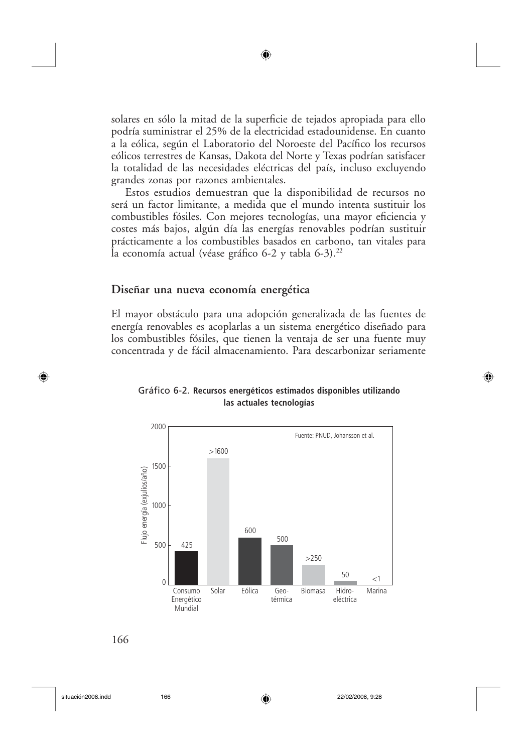solares en sólo la mitad de la superficie de tejados apropiada para ello podría suministrar el 25% de la electricidad estadounidense. En cuanto a la eólica, según el Laboratorio del Noroeste del Pacífico los recursos eólicos terrestres de Kansas, Dakota del Norte y Texas podrían satisfacer la totalidad de las necesidades eléctricas del país, incluso excluyendo grandes zonas por razones ambientales.

Estos estudios demuestran que la disponibilidad de recursos no será un factor limitante, a medida que el mundo intenta sustituir los combustibles fósiles. Con mejores tecnologías, una mayor eficiencia y costes más bajos, algún día las energías renovables podrían sustituir prácticamente a los combustibles basados en carbono, tan vitales para la economía actual (véase gráfico 6-2 y tabla 6-3).[22]

## Diseñar una nueva economía energética

El mayor obstáculo para una adopción generalizada de las fuentes de energía renovables es acoplarlas a un sistema energético diseñado para los combustibles fósiles, que tienen la ventaja de ser una fuente muy concentrada y de fácil almacenamiento. Para descarbonizar seriamente

Gráfico 6-2. **Recursos energéticos estimados disponibles utilizando las actuales tecnologías**

| | Flujo energía (exjulios/año) |
|---|---|
| Consumo Energético Mundial | 425 |
| Solar | >1600 |
| Eólica | 600 |
| Geotérmica | 500 |
| Biomasa | >250 |
| Hidroeléctrica | 50 |
| Marina | <1 |

Fuente: PNUD, Johansson et al.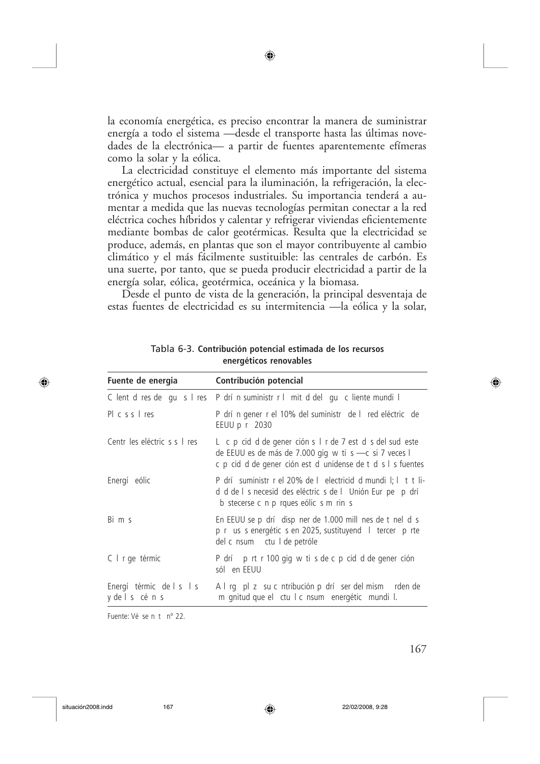la economía energética, es preciso encontrar la manera de suministrar energía a todo el sistema —desde el transporte hasta las últimas novedades de la electrónica— a partir de fuentes aparentemente efímeras como la solar y la eólica.

La electricidad constituye el elemento más importante del sistema energético actual, esencial para la iluminación, la refrigeración, la electrónica y muchos procesos industriales. Su importancia tenderá a aumentar a medida que las nuevas tecnologías permitan conectar a la red eléctrica coches híbridos y calentar y refrigerar viviendas eficientemente mediante bombas de calor geotérmicas. Resulta que la electricidad se produce, además, en plantas que son el mayor contribuyente al cambio climático y el más fácilmente sustituible: las centrales de carbón. Es una suerte, por tanto, que se pueda producir electricidad a partir de la energía solar, eólica, geotérmica, oceánica y la biomasa.

Desde el punto de vista de la generación, la principal desventaja de estas fuentes de electricidad es su intermitencia —la eólica y la solar,

**Tabla 6-3. Contribución potencial estimada de los recursos energéticos renovables**

| Fuente de energia | Contribución potencial |
|---|---|
| C lent d res de gu s l res | P drí n suministr r l mit d del gu c liente mundi l |
| Pl c s s l res | P drí n gener r el 10% del suministr de l red eléctric de EEUU p r 2030 |
| Centr les eléctric s s l res | L c p cid d de gener ción s l r de 7 est d s del sud este de EEUU es de más de 7.000 gig w ti s —c si 7 veces l c p cid d de gener ción est d unidense de t d s l s fuentes |
| Energí eólic | P drí suministr r el 20% de l electricid d mundi l; l t t li d d de l s necesid des eléctric s de l Unión Eur pe p drí b stecerse c n p rques eólic s m rin s |
| Bi m s | En EEUU se p drí disp ner de 1.000 mill nes de t nel d s p r us s energétic s en 2025, sustituyend l tercer p rte del c nsum ctu l de petróle |
| C l r ge térmic | P drí p rt r 100 gig w ti s de c p cid d de gener ción sól en EEUU |
| Energí térmic de l s l s y de l s cé n s | A l rg pl z su c ntribución p drí ser del mism rden de m gnitud que el ctu l c nsum energétic mundi l. |

Fuente: Vé se n t nº 22.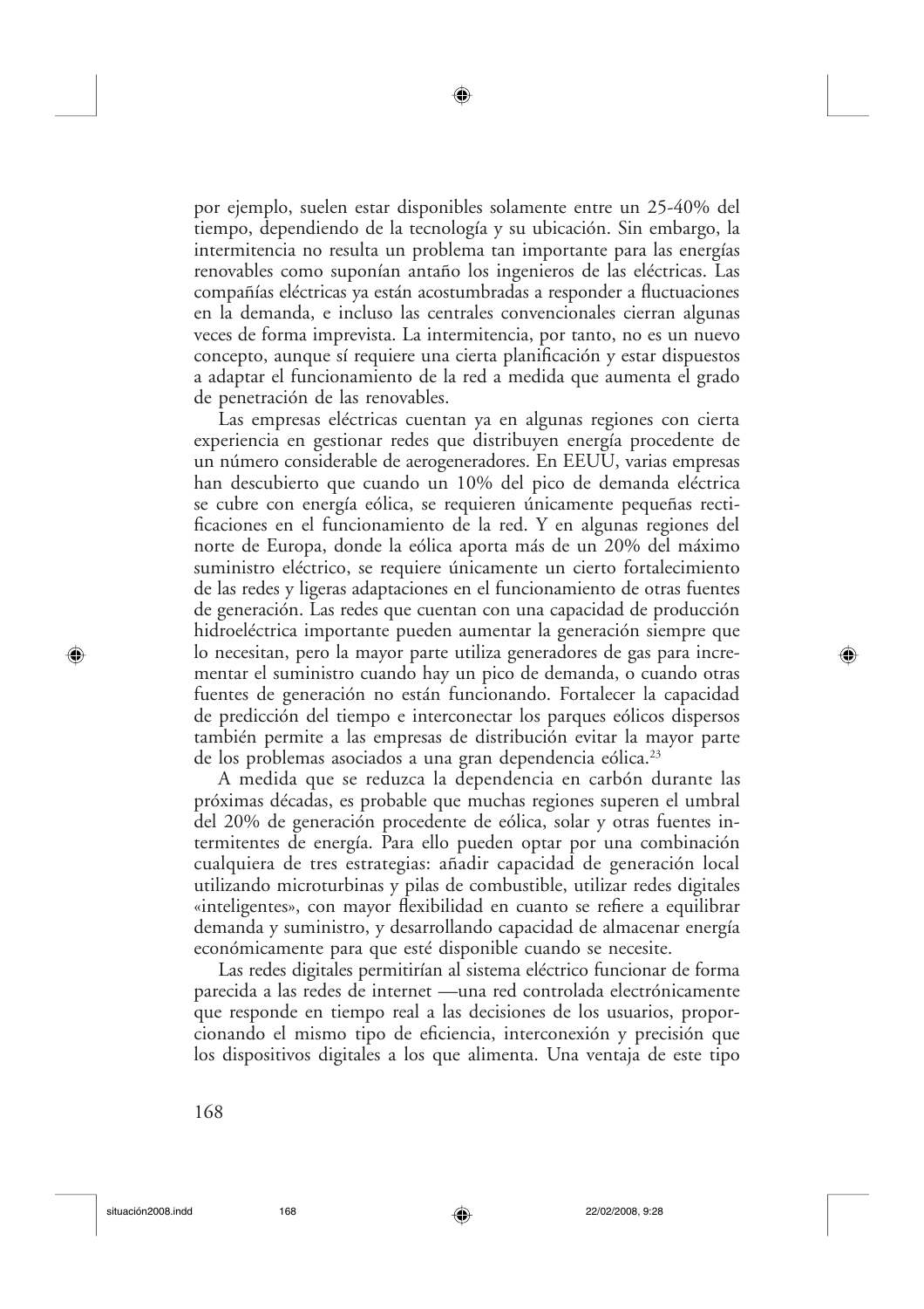por ejemplo, suelen estar disponibles solamente entre un 25-40% del tiempo, dependiendo de la tecnología y su ubicación. Sin embargo, la intermitencia no resulta un problema tan importante para las energías renovables como suponían antaño los ingenieros de las eléctricas. Las compañías eléctricas ya están acostumbradas a responder a fluctuaciones en la demanda, e incluso las centrales convencionales cierran algunas veces de forma imprevista. La intermitencia, por tanto, no es un nuevo concepto, aunque sí requiere una cierta planificación y estar dispuestos a adaptar el funcionamiento de la red a medida que aumenta el grado de penetración de las renovables.

Las empresas eléctricas cuentan ya en algunas regiones con cierta experiencia en gestionar redes que distribuyen energía procedente de un número considerable de aerogeneradores. En EEUU, varias empresas han descubierto que cuando un 10% del pico de demanda eléctrica se cubre con energía eólica, se requieren únicamente pequeñas rectificaciones en el funcionamiento de la red. Y en algunas regiones del norte de Europa, donde la eólica aporta más de un 20% del máximo suministro eléctrico, se requiere únicamente un cierto fortalecimiento de las redes y ligeras adaptaciones en el funcionamiento de otras fuentes de generación. Las redes que cuentan con una capacidad de producción hidroeléctrica importante pueden aumentar la generación siempre que lo necesitan, pero la mayor parte utiliza generadores de gas para incrementar el suministro cuando hay un pico de demanda, o cuando otras fuentes de generación no están funcionando. Fortalecer la capacidad de predicción del tiempo e interconectar los parques eólicos dispersos también permite a las empresas de distribución evitar la mayor parte de los problemas asociados a una gran dependencia eólica.[23]

A medida que se reduzca la dependencia en carbón durante las próximas décadas, es probable que muchas regiones superen el umbral del 20% de generación procedente de eólica, solar y otras fuentes intermitentes de energía. Para ello pueden optar por una combinación cualquiera de tres estrategias: añadir capacidad de generación local utilizando microturbinas y pilas de combustible, utilizar redes digitales «inteligentes», con mayor flexibilidad en cuanto se refiere a equilibrar demanda y suministro, y desarrollando capacidad de almacenar energía económicamente para que esté disponible cuando se necesite.

Las redes digitales permitirían al sistema eléctrico funcionar de forma parecida a las redes de internet —una red controlada electrónicamente que responde en tiempo real a las decisiones de los usuarios, proporcionando el mismo tipo de eficiencia, interconexión y precisión que los dispositivos digitales a los que alimenta. Una ventaja de este tipo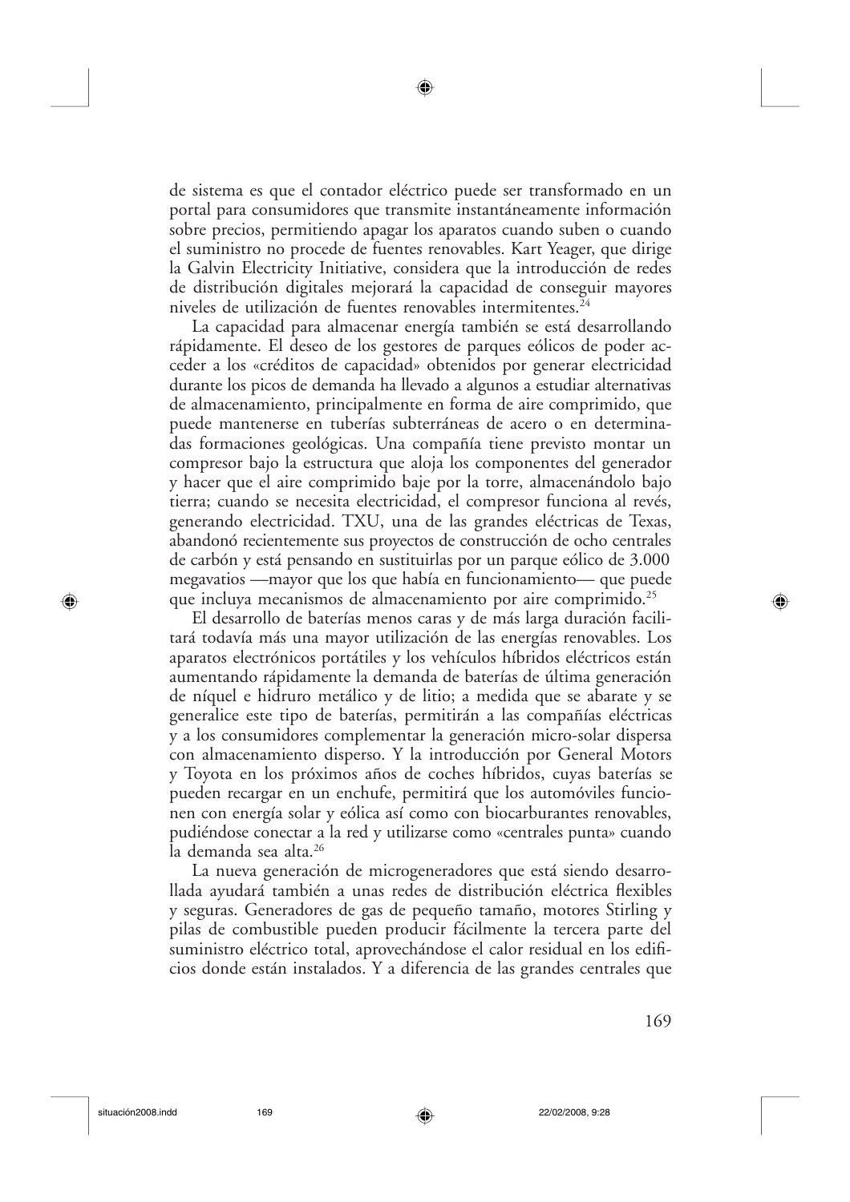de sistema es que el contador eléctrico puede ser transformado en un portal para consumidores que transmite instantáneamente información sobre precios, permitiendo apagar los aparatos cuando suben o cuando el suministro no procede de fuentes renovables. Kart Yeager, que dirige la Galvin Electricity Initiative, considera que la introducción de redes de distribución digitales mejorará la capacidad de conseguir mayores niveles de utilización de fuentes renovables intermitentes.[24]

La capacidad para almacenar energía también se está desarrollando rápidamente. El deseo de los gestores de parques eólicos de poder acceder a los «créditos de capacidad» obtenidos por generar electricidad durante los picos de demanda ha llevado a algunos a estudiar alternativas de almacenamiento, principalmente en forma de aire comprimido, que puede mantenerse en tuberías subterráneas de acero o en determinadas formaciones geológicas. Una compañía tiene previsto montar un compresor bajo la estructura que aloja los componentes del generador y hacer que el aire comprimido baje por la torre, almacenándolo bajo tierra; cuando se necesita electricidad, el compresor funciona al revés, generando electricidad. TXU, una de las grandes eléctricas de Texas, abandonó recientemente sus proyectos de construcción de ocho centrales de carbón y está pensando en sustituirlas por un parque eólico de 3.000 megavatios —mayor que los que había en funcionamiento— que puede que incluya mecanismos de almacenamiento por aire comprimido.[25]

El desarrollo de baterías menos caras y de más larga duración facilitará todavía más una mayor utilización de las energías renovables. Los aparatos electrónicos portátiles y los vehículos híbridos eléctricos están aumentando rápidamente la demanda de baterías de última generación de níquel e hidruro metálico y de litio; a medida que se abarate y se generalice este tipo de baterías, permitirán a las compañías eléctricas y a los consumidores complementar la generación micro-solar dispersa con almacenamiento disperso. Y la introducción por General Motors y Toyota en los próximos años de coches híbridos, cuyas baterías se pueden recargar en un enchufe, permitirá que los automóviles funcionen con energía solar y eólica así como con biocarburantes renovables, pudiéndose conectar a la red y utilizarse como «centrales punta» cuando la demanda sea alta.[26]

La nueva generación de microgeneradores que está siendo desarrollada ayudará también a unas redes de distribución eléctrica flexibles y seguras. Generadores de gas de pequeño tamaño, motores Stirling y pilas de combustible pueden producir fácilmente la tercera parte del suministro eléctrico total, aprovechándose el calor residual en los edificios donde están instalados. Y a diferencia de las grandes centrales que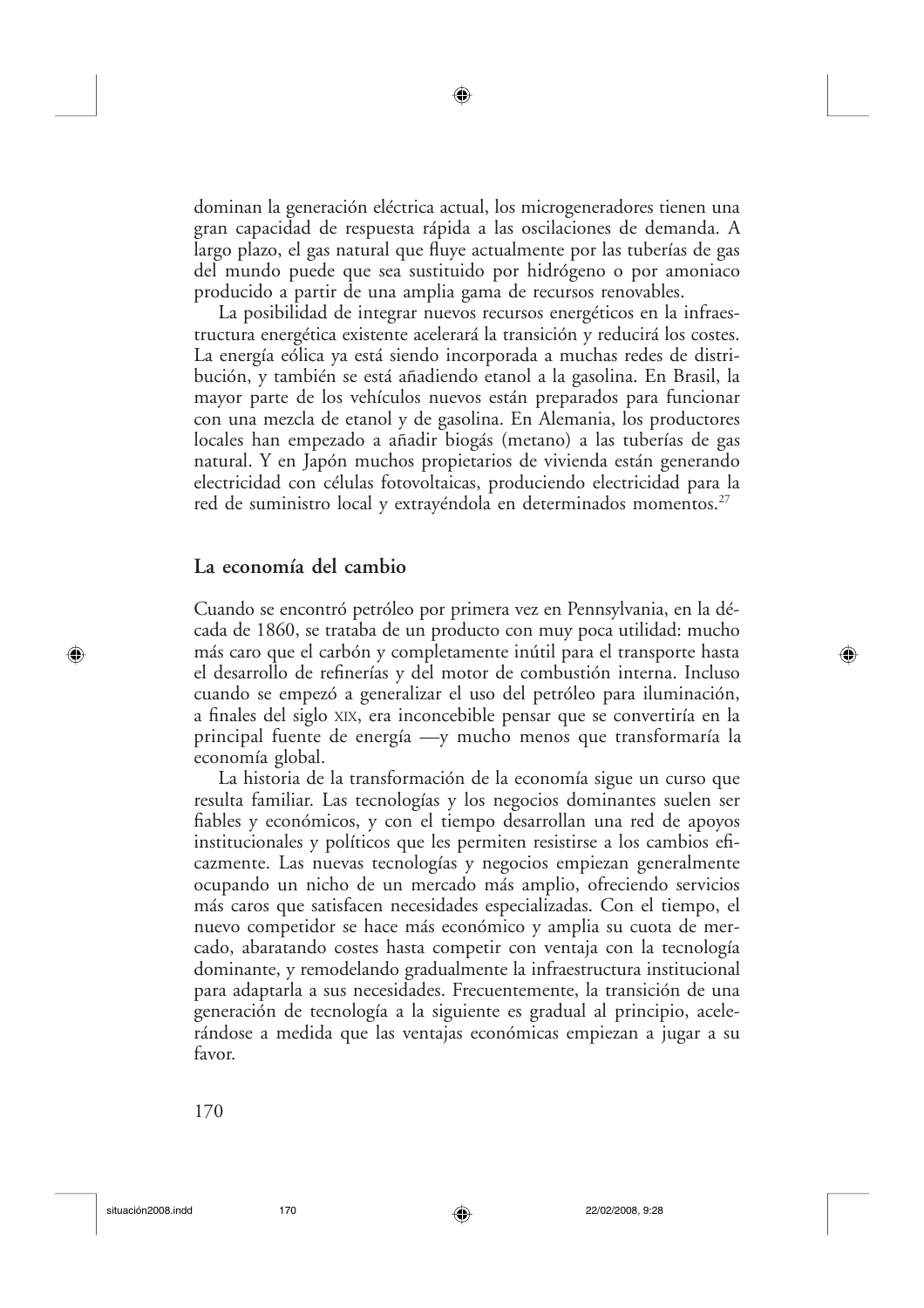dominan la generación eléctrica actual, los microgeneradores tienen una gran capacidad de respuesta rápida a las oscilaciones de demanda. A largo plazo, el gas natural que fluye actualmente por las tuberías de gas del mundo puede que sea sustituido por hidrógeno o por amoniaco producido a partir de una amplia gama de recursos renovables.

La posibilidad de integrar nuevos recursos energéticos en la infraestructura energética existente acelerará la transición y reducirá los costes. La energía eólica ya está siendo incorporada a muchas redes de distribución, y también se está añadiendo etanol a la gasolina. En Brasil, la mayor parte de los vehículos nuevos están preparados para funcionar con una mezcla de etanol y de gasolina. En Alemania, los productores locales han empezado a añadir biogás (metano) a las tuberías de gas natural. Y en Japón muchos propietarios de vivienda están generando electricidad con células fotovoltaicas, produciendo electricidad para la red de suministro local y extrayéndola en determinados momentos.[27]

## La economía del cambio

Cuando se encontró petróleo por primera vez en Pennsylvania, en la década de 1860, se trataba de un producto con muy poca utilidad: mucho más caro que el carbón y completamente inútil para el transporte hasta el desarrollo de refinerías y del motor de combustión interna. Incluso cuando se empezó a generalizar el uso del petróleo para iluminación, a finales del siglo XIX, era inconcebible pensar que se convertiría en la principal fuente de energía —y mucho menos que transformaría la economía global.

La historia de la transformación de la economía sigue un curso que resulta familiar. Las tecnologías y los negocios dominantes suelen ser fiables y económicos, y con el tiempo desarrollan una red de apoyos institucionales y políticos que les permiten resistirse a los cambios eficazmente. Las nuevas tecnologías y negocios empiezan generalmente ocupando un nicho de un mercado más amplio, ofreciendo servicios más caros que satisfacen necesidades especializadas. Con el tiempo, el nuevo competidor se hace más económico y amplia su cuota de mercado, abaratando costes hasta competir con ventaja con la tecnología dominante, y remodelando gradualmente la infraestructura institucional para adaptarla a sus necesidades. Frecuentemente, la transición de una generación de tecnología a la siguiente es gradual al principio, acelerándose a medida que las ventajas económicas empiezan a jugar a su favor.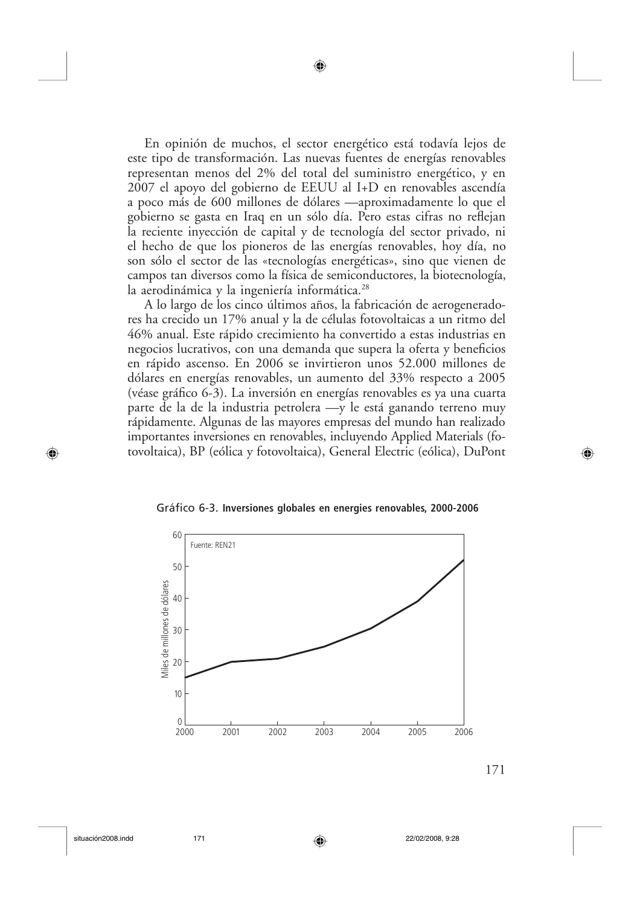En opinión de muchos, el sector energético está todavía lejos de este tipo de transformación. Las nuevas fuentes de energías renovables representan menos del 2% del total del suministro energético, y en 2007 el apoyo del gobierno de EEUU al I+D en renovables ascendía a poco más de 600 millones de dólares —aproximadamente lo que el gobierno se gasta en Iraq en un sólo día. Pero estas cifras no reflejan la reciente inyección de capital y de tecnología del sector privado, ni el hecho de que los pioneros de las energías renovables, hoy día, no son sólo el sector de las «tecnologías energéticas», sino que vienen de campos tan diversos como la física de semiconductores, la biotecnología, la aerodinámica y la ingeniería informática.[28]

A lo largo de los cinco últimos años, la fabricación de aerogeneradores ha crecido un 17% anual y la de células fotovoltaicas a un ritmo del 46% anual. Este rápido crecimiento ha convertido a estas industrias en negocios lucrativos, con una demanda que supera la oferta y beneficios en rápido ascenso. En 2006 se invirtieron unos 52.000 millones de dólares en energías renovables, un aumento del 33% respecto a 2005 (véase gráfico 6-3). La inversión en energías renovables es ya una cuarta parte de la de la industria petrolera —y le está ganando terreno muy rápidamente. Algunas de las mayores empresas del mundo han realizado importantes inversiones en renovables, incluyendo Applied Materials (fotovoltaica), BP (eólica y fotovoltaica), General Electric (eólica), DuPont

Gráfico 6-3. **Inversiones globales en energies renovables, 2000-2006**

Fuente: REN21

Eje vertical: Miles de millones de dólares (0–60). Eje horizontal: 2000–2006.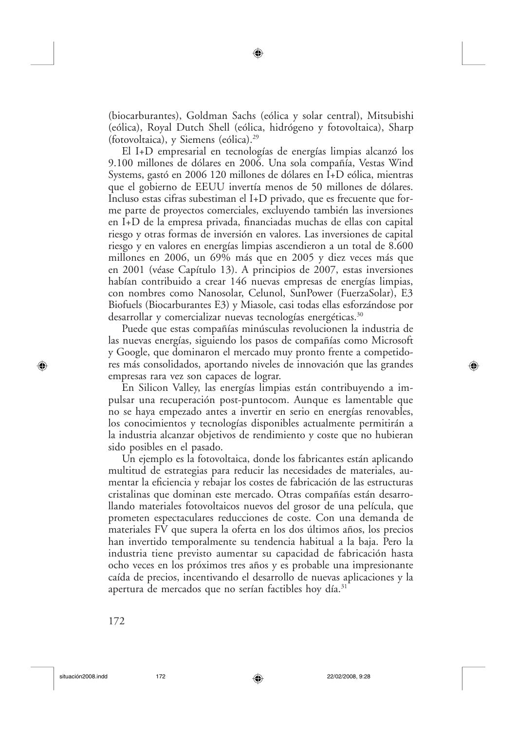(biocarburantes), Goldman Sachs (eólica y solar central), Mitsubishi (eólica), Royal Dutch Shell (eólica, hidrógeno y fotovoltaica), Sharp (fotovoltaica), y Siemens (eólica).[29]

El I+D empresarial en tecnologías de energías limpias alcanzó los 9.100 millones de dólares en 2006. Una sola compañía, Vestas Wind Systems, gastó en 2006 120 millones de dólares en I+D eólica, mientras que el gobierno de EEUU invertía menos de 50 millones de dólares. Incluso estas cifras subestiman el I+D privado, que es frecuente que forme parte de proyectos comerciales, excluyendo también las inversiones en I+D de la empresa privada, financiadas muchas de ellas con capital riesgo y otras formas de inversión en valores. Las inversiones de capital riesgo y en valores en energías limpias ascendieron a un total de 8.600 millones en 2006, un 69% más que en 2005 y diez veces más que en 2001 (véase Capítulo 13). A principios de 2007, estas inversiones habían contribuido a crear 146 nuevas empresas de energías limpias, con nombres como Nanosolar, Celunol, SunPower (FuerzaSolar), E3 Biofuels (Biocarburantes E3) y Miasole, casi todas ellas esforzándose por desarrollar y comercializar nuevas tecnologías energéticas.[30]

Puede que estas compañías minúsculas revolucionen la industria de las nuevas energías, siguiendo los pasos de compañías como Microsoft y Google, que dominaron el mercado muy pronto frente a competidores más consolidados, aportando niveles de innovación que las grandes empresas rara vez son capaces de lograr.

En Silicon Valley, las energías limpias están contribuyendo a impulsar una recuperación post-puntocom. Aunque es lamentable que no se haya empezado antes a invertir en serio en energías renovables, los conocimientos y tecnologías disponibles actualmente permitirán a la industria alcanzar objetivos de rendimiento y coste que no hubieran sido posibles en el pasado.

Un ejemplo es la fotovoltaica, donde los fabricantes están aplicando multitud de estrategias para reducir las necesidades de materiales, aumentar la eficiencia y rebajar los costes de fabricación de las estructuras cristalinas que dominan este mercado. Otras compañías están desarrollando materiales fotovoltaicos nuevos del grosor de una película, que prometen espectaculares reducciones de coste. Con una demanda de materiales FV que supera la oferta en los dos últimos años, los precios han invertido temporalmente su tendencia habitual a la baja. Pero la industria tiene previsto aumentar su capacidad de fabricación hasta ocho veces en los próximos tres años y es probable una impresionante caída de precios, incentivando el desarrollo de nuevas aplicaciones y la apertura de mercados que no serían factibles hoy día.[31]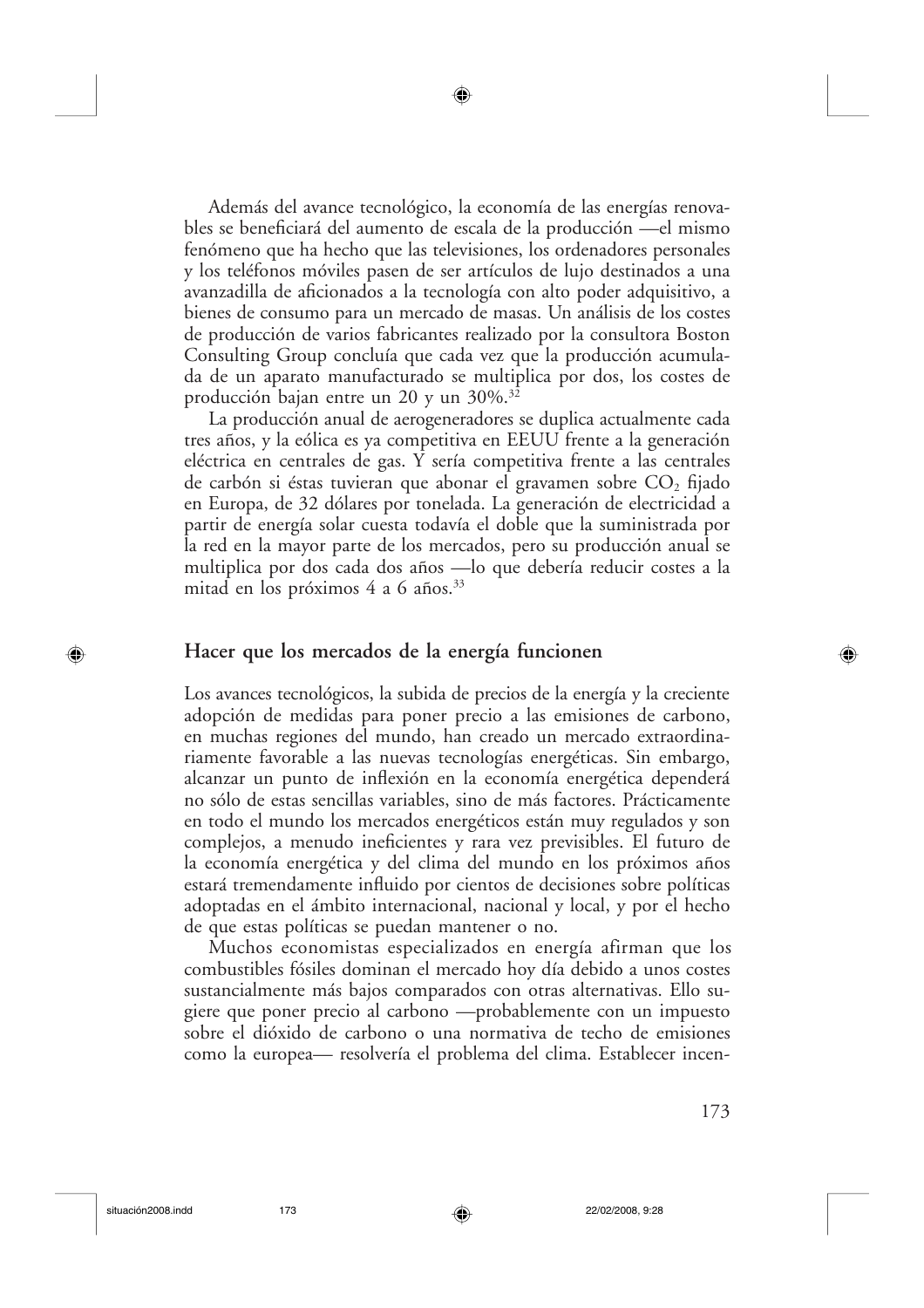Además del avance tecnológico, la economía de las energías renovables se beneficiará del aumento de escala de la producción —el mismo fenómeno que ha hecho que las televisiones, los ordenadores personales y los teléfonos móviles pasen de ser artículos de lujo destinados a una avanzadilla de aficionados a la tecnología con alto poder adquisitivo, a bienes de consumo para un mercado de masas. Un análisis de los costes de producción de varios fabricantes realizado por la consultora Boston Consulting Group concluía que cada vez que la producción acumulada de un aparato manufacturado se multiplica por dos, los costes de producción bajan entre un 20 y un 30%.[32]

La producción anual de aerogeneradores se duplica actualmente cada tres años, y la eólica es ya competitiva en EEUU frente a la generación eléctrica en centrales de gas. Y sería competitiva frente a las centrales de carbón si éstas tuvieran que abonar el gravamen sobre $CO_2$ fijado en Europa, de 32 dólares por tonelada. La generación de electricidad a partir de energía solar cuesta todavía el doble que la suministrada por la red en la mayor parte de los mercados, pero su producción anual se multiplica por dos cada dos años —lo que debería reducir costes a la mitad en los próximos 4 a 6 años.[33]

## Hacer que los mercados de la energía funcionen

Los avances tecnológicos, la subida de precios de la energía y la creciente adopción de medidas para poner precio a las emisiones de carbono, en muchas regiones del mundo, han creado un mercado extraordinariamente favorable a las nuevas tecnologías energéticas. Sin embargo, alcanzar un punto de inflexión en la economía energética dependerá no sólo de estas sencillas variables, sino de más factores. Prácticamente en todo el mundo los mercados energéticos están muy regulados y son complejos, a menudo ineficientes y rara vez previsibles. El futuro de la economía energética y del clima del mundo en los próximos años estará tremendamente influido por cientos de decisiones sobre políticas adoptadas en el ámbito internacional, nacional y local, y por el hecho de que estas políticas se puedan mantener o no.

Muchos economistas especializados en energía afirman que los combustibles fósiles dominan el mercado hoy día debido a unos costes sustancialmente más bajos comparados con otras alternativas. Ello sugiere que poner precio al carbono —probablemente con un impuesto sobre el dióxido de carbono o una normativa de techo de emisiones como la europea— resolvería el problema del clima. Establecer incen-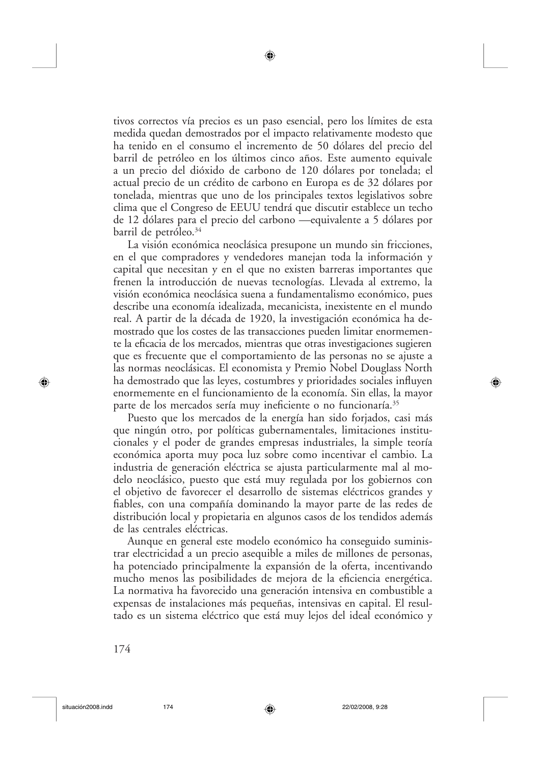tivos correctos vía precios es un paso esencial, pero los límites de esta medida quedan demostrados por el impacto relativamente modesto que ha tenido en el consumo el incremento de 50 dólares del precio del barril de petróleo en los últimos cinco años. Este aumento equivale a un precio del dióxido de carbono de 120 dólares por tonelada; el actual precio de un crédito de carbono en Europa es de 32 dólares por tonelada, mientras que uno de los principales textos legislativos sobre clima que el Congreso de EEUU tendrá que discutir establece un techo de 12 dólares para el precio del carbono —equivalente a 5 dólares por barril de petróleo.[34]

La visión económica neoclásica presupone un mundo sin fricciones, en el que compradores y vendedores manejan toda la información y capital que necesitan y en el que no existen barreras importantes que frenen la introducción de nuevas tecnologías. Llevada al extremo, la visión económica neoclásica suena a fundamentalismo económico, pues describe una economía idealizada, mecanicista, inexistente en el mundo real. A partir de la década de 1920, la investigación económica ha demostrado que los costes de las transacciones pueden limitar enormemente la eficacia de los mercados, mientras que otras investigaciones sugieren que es frecuente que el comportamiento de las personas no se ajuste a las normas neoclásicas. El economista y Premio Nobel Douglass North ha demostrado que las leyes, costumbres y prioridades sociales influyen enormemente en el funcionamiento de la economía. Sin ellas, la mayor parte de los mercados sería muy ineficiente o no funcionaría.[35]

Puesto que los mercados de la energía han sido forjados, casi más que ningún otro, por políticas gubernamentales, limitaciones institucionales y el poder de grandes empresas industriales, la simple teoría económica aporta muy poca luz sobre como incentivar el cambio. La industria de generación eléctrica se ajusta particularmente mal al modelo neoclásico, puesto que está muy regulada por los gobiernos con el objetivo de favorecer el desarrollo de sistemas eléctricos grandes y fiables, con una compañía dominando la mayor parte de las redes de distribución local y propietaria en algunos casos de los tendidos además de las centrales eléctricas.

Aunque en general este modelo económico ha conseguido suministrar electricidad a un precio asequible a miles de millones de personas, ha potenciado principalmente la expansión de la oferta, incentivando mucho menos las posibilidades de mejora de la eficiencia energética. La normativa ha favorecido una generación intensiva en combustible a expensas de instalaciones más pequeñas, intensivas en capital. El resultado es un sistema eléctrico que está muy lejos del ideal económico y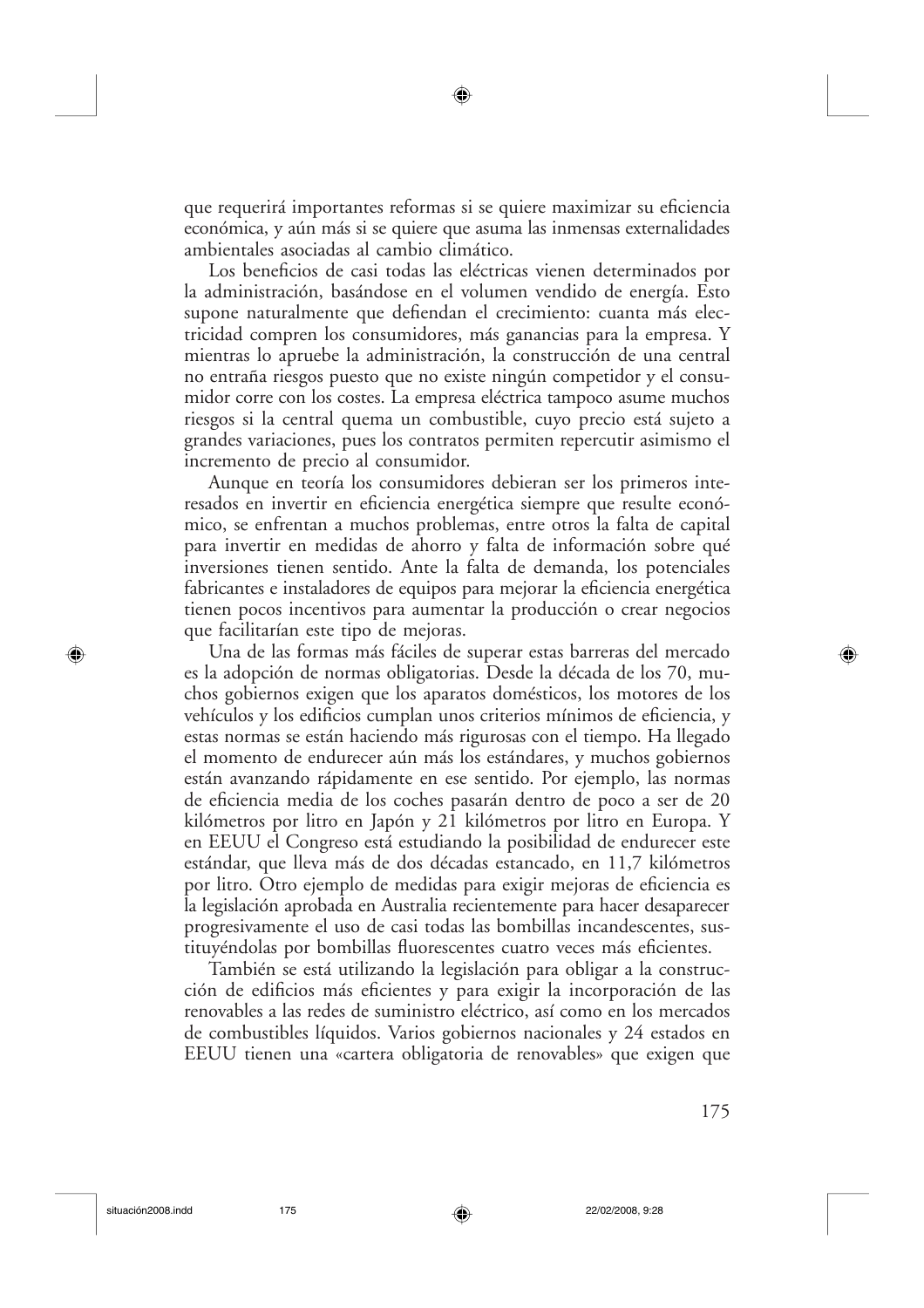que requerirá importantes reformas si se quiere maximizar su eficiencia económica, y aún más si se quiere que asuma las inmensas externalidades ambientales asociadas al cambio climático.

Los beneficios de casi todas las eléctricas vienen determinados por la administración, basándose en el volumen vendido de energía. Esto supone naturalmente que defiendan el crecimiento: cuanta más electricidad compren los consumidores, más ganancias para la empresa. Y mientras lo apruebe la administración, la construcción de una central no entraña riesgos puesto que no existe ningún competidor y el consumidor corre con los costes. La empresa eléctrica tampoco asume muchos riesgos si la central quema un combustible, cuyo precio está sujeto a grandes variaciones, pues los contratos permiten repercutir asimismo el incremento de precio al consumidor.

Aunque en teoría los consumidores debieran ser los primeros interesados en invertir en eficiencia energética siempre que resulte económico, se enfrentan a muchos problemas, entre otros la falta de capital para invertir en medidas de ahorro y falta de información sobre qué inversiones tienen sentido. Ante la falta de demanda, los potenciales fabricantes e instaladores de equipos para mejorar la eficiencia energética tienen pocos incentivos para aumentar la producción o crear negocios que facilitarían este tipo de mejoras.

Una de las formas más fáciles de superar estas barreras del mercado es la adopción de normas obligatorias. Desde la década de los 70, muchos gobiernos exigen que los aparatos domésticos, los motores de los vehículos y los edificios cumplan unos criterios mínimos de eficiencia, y estas normas se están haciendo más rigurosas con el tiempo. Ha llegado el momento de endurecer aún más los estándares, y muchos gobiernos están avanzando rápidamente en ese sentido. Por ejemplo, las normas de eficiencia media de los coches pasarán dentro de poco a ser de 20 kilómetros por litro en Japón y 21 kilómetros por litro en Europa. Y en EEUU el Congreso está estudiando la posibilidad de endurecer este estándar, que lleva más de dos décadas estancado, en 11,7 kilómetros por litro. Otro ejemplo de medidas para exigir mejoras de eficiencia es la legislación aprobada en Australia recientemente para hacer desaparecer progresivamente el uso de casi todas las bombillas incandescentes, sustituyéndolas por bombillas fluorescentes cuatro veces más eficientes.

También se está utilizando la legislación para obligar a la construcción de edificios más eficientes y para exigir la incorporación de las renovables a las redes de suministro eléctrico, así como en los mercados de combustibles líquidos. Varios gobiernos nacionales y 24 estados en EEUU tienen una «cartera obligatoria de renovables» que exigen que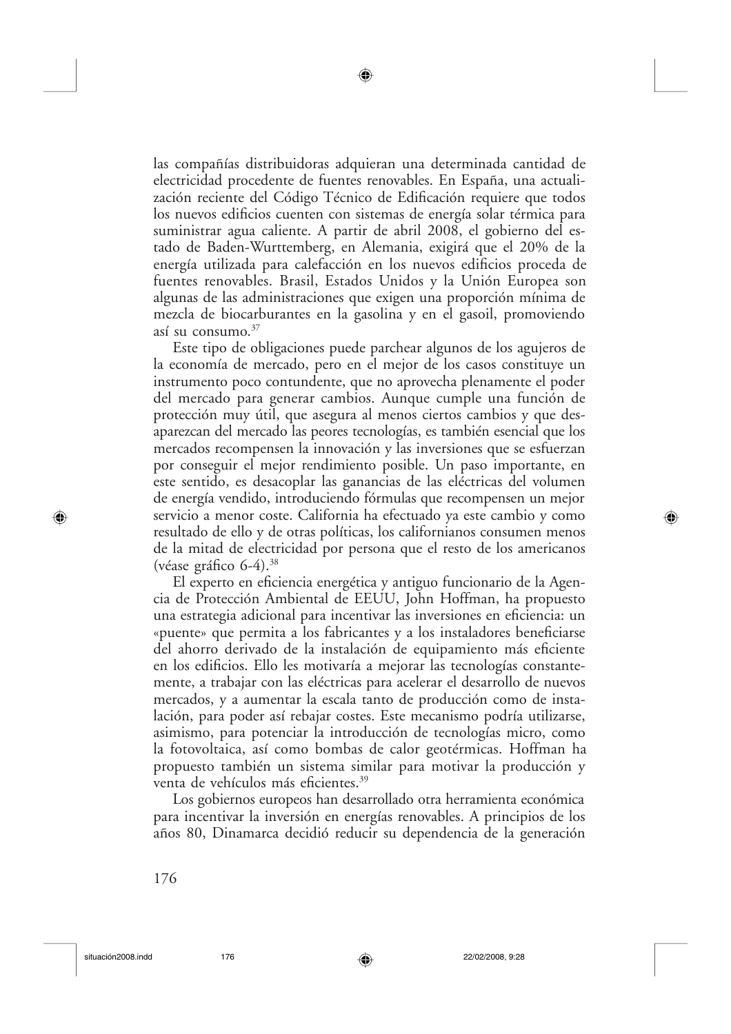las compañías distribuidoras adquieran una determinada cantidad de electricidad procedente de fuentes renovables. En España, una actualización reciente del Código Técnico de Edificación requiere que todos los nuevos edificios cuenten con sistemas de energía solar térmica para suministrar agua caliente. A partir de abril 2008, el gobierno del estado de Baden-Wurttemberg, en Alemania, exigirá que el 20% de la energía utilizada para calefacción en los nuevos edificios proceda de fuentes renovables. Brasil, Estados Unidos y la Unión Europea son algunas de las administraciones que exigen una proporción mínima de mezcla de biocarburantes en la gasolina y en el gasoil, promoviendo así su consumo.[37]

Este tipo de obligaciones puede parchear algunos de los agujeros de la economía de mercado, pero en el mejor de los casos constituye un instrumento poco contundente, que no aprovecha plenamente el poder del mercado para generar cambios. Aunque cumple una función de protección muy útil, que asegura al menos ciertos cambios y que desaparezcan del mercado las peores tecnologías, es también esencial que los mercados recompensen la innovación y las inversiones que se esfuerzan por conseguir el mejor rendimiento posible. Un paso importante, en este sentido, es desacoplar las ganancias de las eléctricas del volumen de energía vendido, introduciendo fórmulas que recompensen un mejor servicio a menor coste. California ha efectuado ya este cambio y como resultado de ello y de otras políticas, los californianos consumen menos de la mitad de electricidad por persona que el resto de los americanos (véase gráfico 6-4).[38]

El experto en eficiencia energética y antiguo funcionario de la Agencia de Protección Ambiental de EEUU, John Hoffman, ha propuesto una estrategia adicional para incentivar las inversiones en eficiencia: un «puente» que permita a los fabricantes y a los instaladores beneficiarse del ahorro derivado de la instalación de equipamiento más eficiente en los edificios. Ello les motivaría a mejorar las tecnologías constantemente, a trabajar con las eléctricas para acelerar el desarrollo de nuevos mercados, y a aumentar la escala tanto de producción como de instalación, para poder así rebajar costes. Este mecanismo podría utilizarse, asimismo, para potenciar la introducción de tecnologías micro, como la fotovoltaica, así como bombas de calor geotérmicas. Hoffman ha propuesto también un sistema similar para motivar la producción y venta de vehículos más eficientes.[39]

Los gobiernos europeos han desarrollado otra herramienta económica para incentivar la inversión en energías renovables. A principios de los años 80, Dinamarca decidió reducir su dependencia de la generación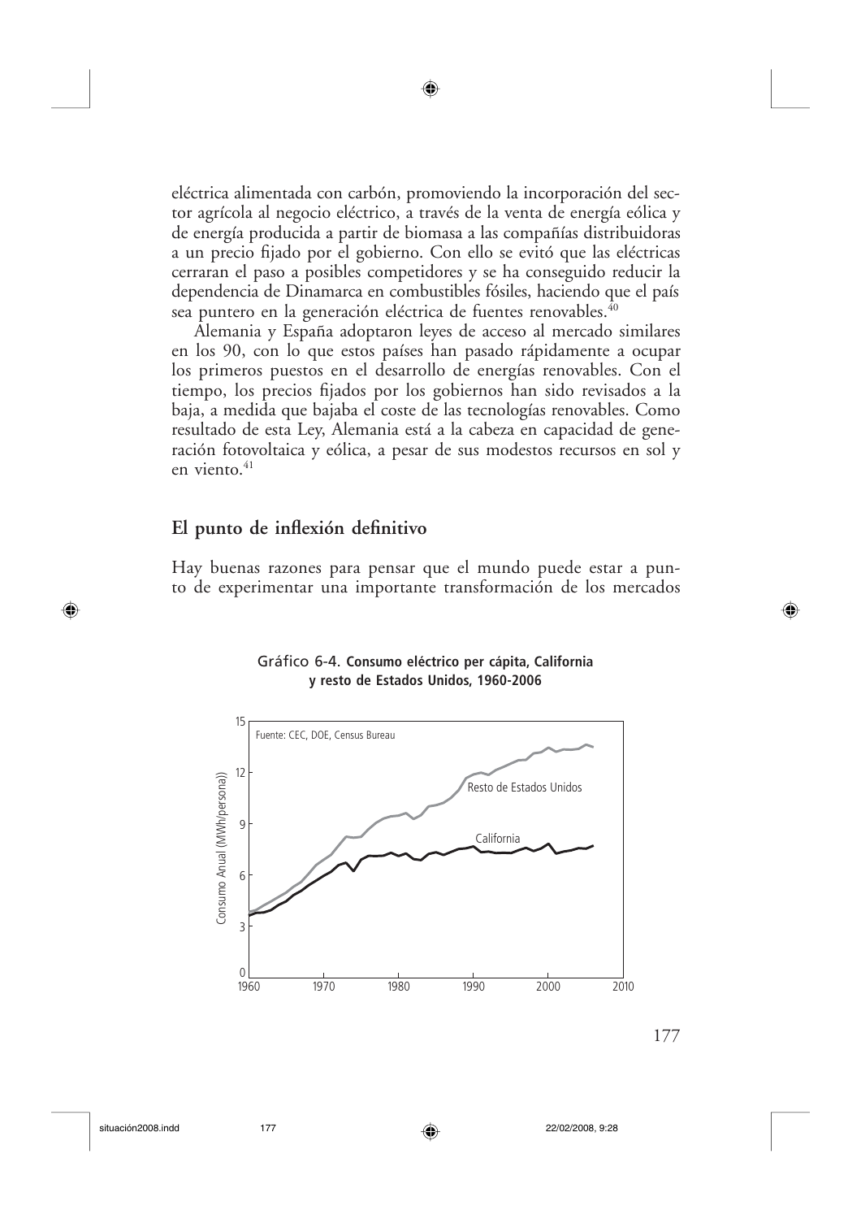eléctrica alimentada con carbón, promoviendo la incorporación del sector agrícola al negocio eléctrico, a través de la venta de energía eólica y de energía producida a partir de biomasa a las compañías distribuidoras a un precio fijado por el gobierno. Con ello se evitó que las eléctricas cerraran el paso a posibles competidores y se ha conseguido reducir la dependencia de Dinamarca en combustibles fósiles, haciendo que el país sea puntero en la generación eléctrica de fuentes renovables.[40]

Alemania y España adoptaron leyes de acceso al mercado similares en los 90, con lo que estos países han pasado rápidamente a ocupar los primeros puestos en el desarrollo de energías renovables. Con el tiempo, los precios fijados por los gobiernos han sido revisados a la baja, a medida que bajaba el coste de las tecnologías renovables. Como resultado de esta Ley, Alemania está a la cabeza en capacidad de generación fotovoltaica y eólica, a pesar de sus modestos recursos en sol y en viento.[41]

## El punto de inflexión definitivo

Hay buenas razones para pensar que el mundo puede estar a punto de experimentar una importante transformación de los mercados

Gráfico 6-4. **Consumo eléctrico per cápita, California y resto de Estados Unidos, 1960-2006**

Fuente: CEC, DOE, Census Bureau

Consumo Anual (MWh/persona)

Resto de Estados Unidos

California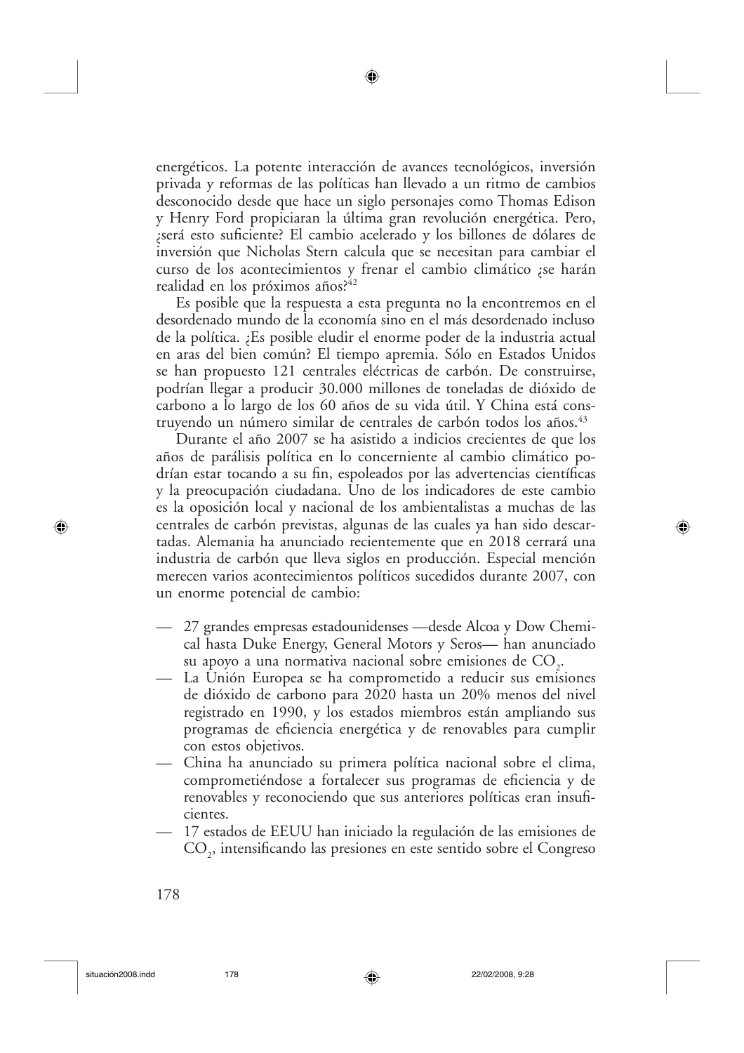energéticos. La potente interacción de avances tecnológicos, inversión privada y reformas de las políticas han llevado a un ritmo de cambios desconocido desde que hace un siglo personajes como Thomas Edison y Henry Ford propiciaran la última gran revolución energética. Pero, ¿será esto suficiente? El cambio acelerado y los billones de dólares de inversión que Nicholas Stern calcula que se necesitan para cambiar el curso de los acontecimientos y frenar el cambio climático ¿se harán realidad en los próximos años?[42]

Es posible que la respuesta a esta pregunta no la encontremos en el desordenado mundo de la economía sino en el más desordenado incluso de la política. ¿Es posible eludir el enorme poder de la industria actual en aras del bien común? El tiempo apremia. Sólo en Estados Unidos se han propuesto 121 centrales eléctricas de carbón. De construirse, podrían llegar a producir 30.000 millones de toneladas de dióxido de carbono a lo largo de los 60 años de su vida útil. Y China está construyendo un número similar de centrales de carbón todos los años.[43]

Durante el año 2007 se ha asistido a indicios crecientes de que los años de parálisis política en lo concerniente al cambio climático podrían estar tocando a su fin, espoleados por las advertencias científicas y la preocupación ciudadana. Uno de los indicadores de este cambio es la oposición local y nacional de los ambientalistas a muchas de las centrales de carbón previstas, algunas de las cuales ya han sido descartadas. Alemania ha anunciado recientemente que en 2018 cerrará una industria de carbón que lleva siglos en producción. Especial mención merecen varios acontecimientos políticos sucedidos durante 2007, con un enorme potencial de cambio:

- 27 grandes empresas estadounidenses —desde Alcoa y Dow Chemical hasta Duke Energy, General Motors y Seros— han anunciado su apoyo a una normativa nacional sobre emisiones de $CO_2$.
- La Unión Europea se ha comprometido a reducir sus emisiones de dióxido de carbono para 2020 hasta un 20% menos del nivel registrado en 1990, y los estados miembros están ampliando sus programas de eficiencia energética y de renovables para cumplir con estos objetivos.
- China ha anunciado su primera política nacional sobre el clima, comprometiéndose a fortalecer sus programas de eficiencia y de renovables y reconociendo que sus anteriores políticas eran insuficientes.
- 17 estados de EEUU han iniciado la regulación de las emisiones de $CO_2$, intensificando las presiones en este sentido sobre el Congreso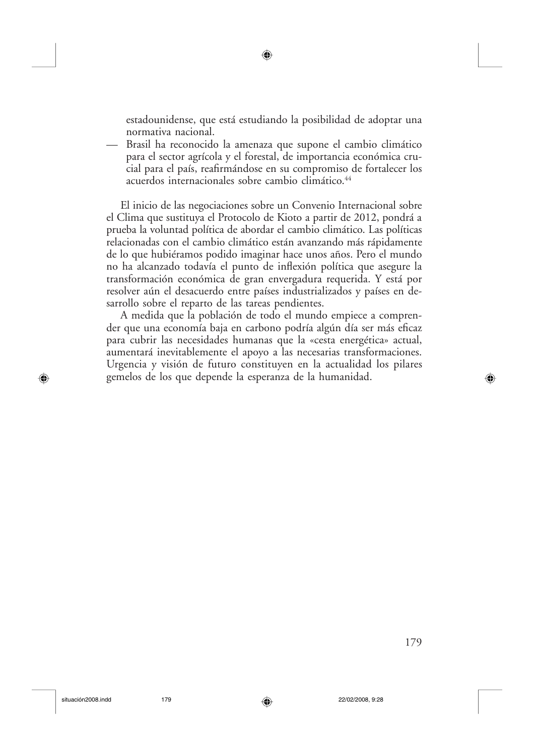estadounidense, que está estudiando la posibilidad de adoptar una normativa nacional.

— Brasil ha reconocido la amenaza que supone el cambio climático para el sector agrícola y el forestal, de importancia económica crucial para el país, reafirmándose en su compromiso de fortalecer los acuerdos internacionales sobre cambio climático.[44]

El inicio de las negociaciones sobre un Convenio Internacional sobre el Clima que sustituya el Protocolo de Kioto a partir de 2012, pondrá a prueba la voluntad política de abordar el cambio climático. Las políticas relacionadas con el cambio climático están avanzando más rápidamente de lo que hubiéramos podido imaginar hace unos años. Pero el mundo no ha alcanzado todavía el punto de inflexión política que asegure la transformación económica de gran envergadura requerida. Y está por resolver aún el desacuerdo entre países industrializados y países en desarrollo sobre el reparto de las tareas pendientes.

A medida que la población de todo el mundo empiece a comprender que una economía baja en carbono podría algún día ser más eficaz para cubrir las necesidades humanas que la «cesta energética» actual, aumentará inevitablemente el apoyo a las necesarias transformaciones. Urgencia y visión de futuro constituyen en la actualidad los pilares gemelos de los que depende la esperanza de la humanidad.